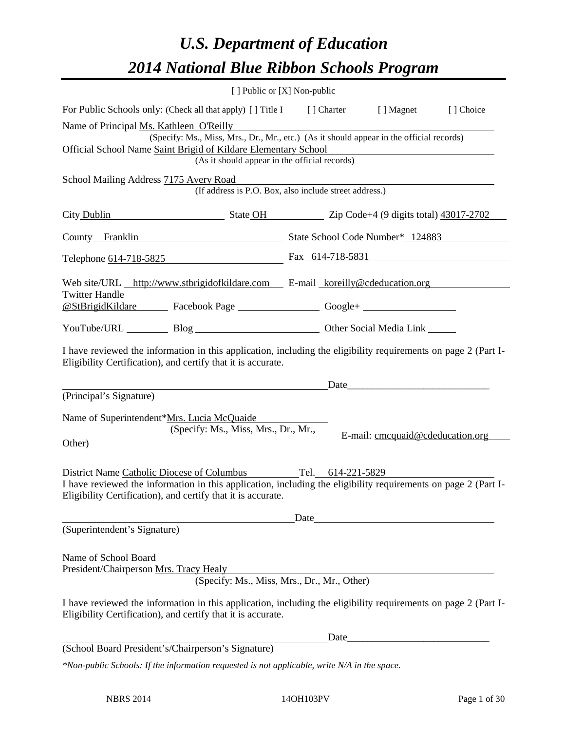# *U.S. Department of Education*

# *2014 National Blue Ribbon Schools Program*

[ ] Public or [X] Non-public

For Public Schools only: (Check all that apply) [ ] Title I  [ ] Charter  [ ] Magnet  [ ] Choice

Name of Principal Ms. Kathleen O'Reilly
(Specify: Ms., Miss, Mrs., Dr., Mr., etc.) (As it should appear in the official records)

Official School Name Saint Brigid of Kildare Elementary School
(As it should appear in the official records)

School Mailing Address 7175 Avery Road
(If address is P.O. Box, also include street address.)

City Dublin  State OH  Zip Code+4 (9 digits total) 43017-2702

County Franklin  State School Code Number* 124883

Telephone 614-718-5825  Fax 614-718-5831

Web site/URL http://www.stbrigidofkildare.com  E-mail koreilly@cdeducation.org

Twitter Handle @StBrigidKildare  Facebook Page ________  Google+ ________

YouTube/URL ________  Blog ________  Other Social Media Link ________

I have reviewed the information in this application, including the eligibility requirements on page 2 (Part I-Eligibility Certification), and certify that it is accurate.

_______________________________ Date_______________

(Principal's Signature)

Name of Superintendent*Mrs. Lucia McQuaide
(Specify: Ms., Miss, Mrs., Dr., Mr., Other)
E-mail: cmcquaid@cdeducation.org

District Name Catholic Diocese of Columbus Tel. 614-221-5829

I have reviewed the information in this application, including the eligibility requirements on page 2 (Part I-Eligibility Certification), and certify that it is accurate.

_______________________________ Date_______________

(Superintendent's Signature)

Name of School Board
President/Chairperson Mrs. Tracy Healy
(Specify: Ms., Miss, Mrs., Dr., Mr., Other)

I have reviewed the information in this application, including the eligibility requirements on page 2 (Part I-Eligibility Certification), and certify that it is accurate.

_______________________________ Date_______________

(School Board President's/Chairperson's Signature)

*\*Non-public Schools: If the information requested is not applicable, write N/A in the space.*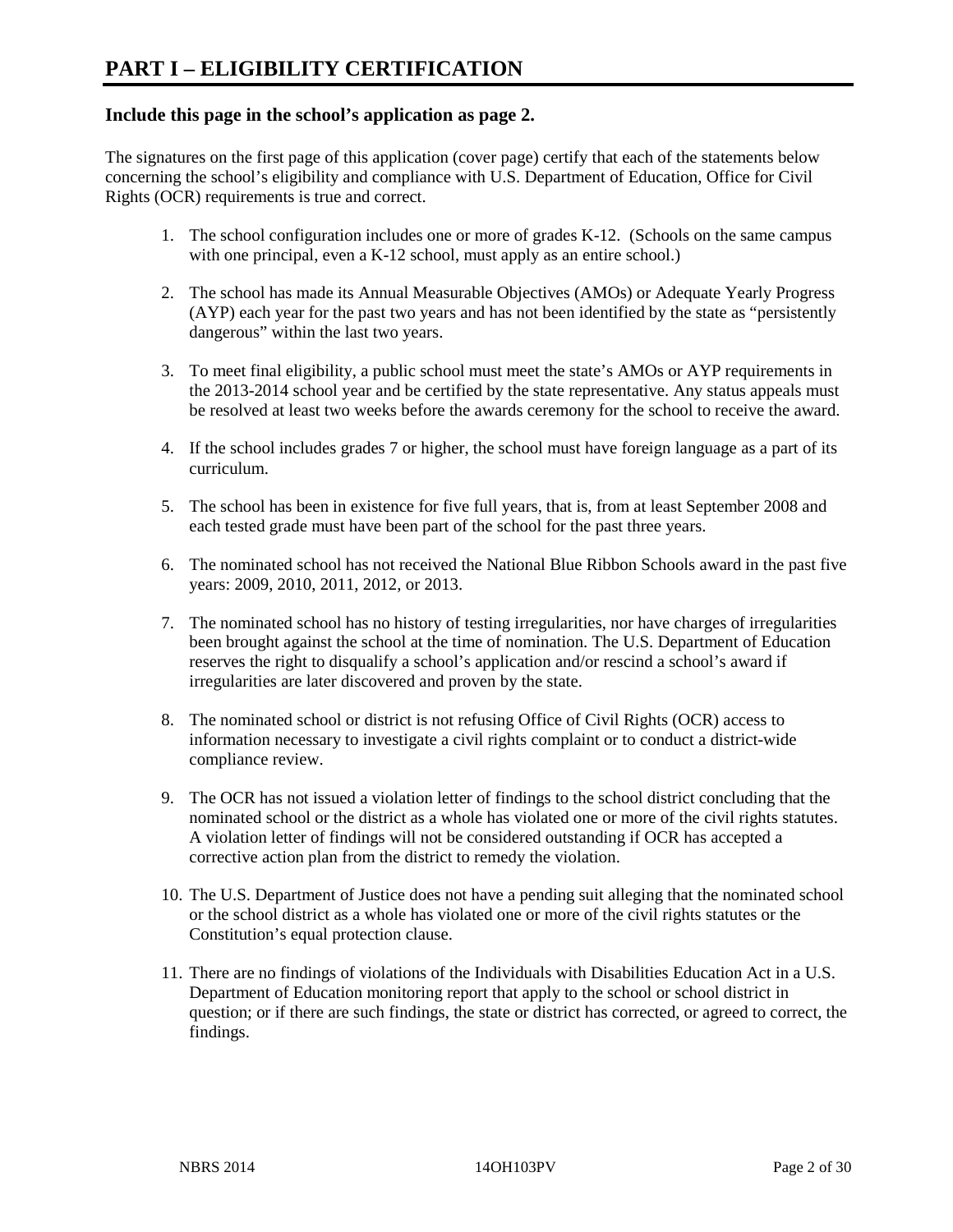# PART I – ELIGIBILITY CERTIFICATION

### Include this page in the school's application as page 2.

The signatures on the first page of this application (cover page) certify that each of the statements below concerning the school's eligibility and compliance with U.S. Department of Education, Office for Civil Rights (OCR) requirements is true and correct.

1. The school configuration includes one or more of grades K-12. (Schools on the same campus with one principal, even a K-12 school, must apply as an entire school.)
2. The school has made its Annual Measurable Objectives (AMOs) or Adequate Yearly Progress (AYP) each year for the past two years and has not been identified by the state as "persistently dangerous" within the last two years.
3. To meet final eligibility, a public school must meet the state's AMOs or AYP requirements in the 2013-2014 school year and be certified by the state representative. Any status appeals must be resolved at least two weeks before the awards ceremony for the school to receive the award.
4. If the school includes grades 7 or higher, the school must have foreign language as a part of its curriculum.
5. The school has been in existence for five full years, that is, from at least September 2008 and each tested grade must have been part of the school for the past three years.
6. The nominated school has not received the National Blue Ribbon Schools award in the past five years: 2009, 2010, 2011, 2012, or 2013.
7. The nominated school has no history of testing irregularities, nor have charges of irregularities been brought against the school at the time of nomination. The U.S. Department of Education reserves the right to disqualify a school's application and/or rescind a school's award if irregularities are later discovered and proven by the state.
8. The nominated school or district is not refusing Office of Civil Rights (OCR) access to information necessary to investigate a civil rights complaint or to conduct a district-wide compliance review.
9. The OCR has not issued a violation letter of findings to the school district concluding that the nominated school or the district as a whole has violated one or more of the civil rights statutes. A violation letter of findings will not be considered outstanding if OCR has accepted a corrective action plan from the district to remedy the violation.
10. The U.S. Department of Justice does not have a pending suit alleging that the nominated school or the school district as a whole has violated one or more of the civil rights statutes or the Constitution's equal protection clause.
11. There are no findings of violations of the Individuals with Disabilities Education Act in a U.S. Department of Education monitoring report that apply to the school or school district in question; or if there are such findings, the state or district has corrected, or agreed to correct, the findings.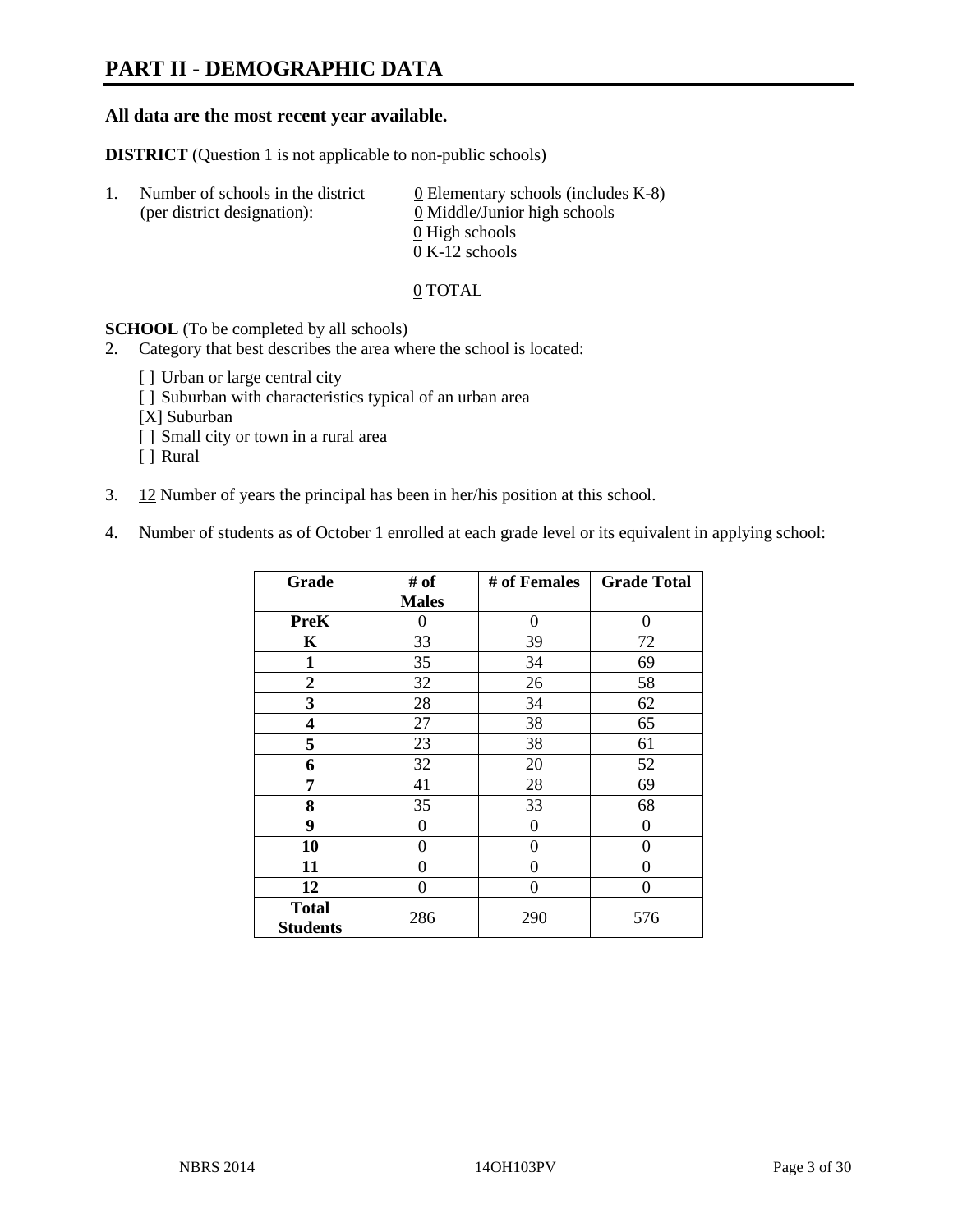# PART II - DEMOGRAPHIC DATA

**All data are the most recent year available.**

**DISTRICT** (Question 1 is not applicable to non-public schools)

1. Number of schools in the district (per district designation):
   - 0 Elementary schools (includes K-8)
   - 0 Middle/Junior high schools
   - 0 High schools
   - 0 K-12 schools

   0 TOTAL

**SCHOOL** (To be completed by all schools)

2. Category that best describes the area where the school is located:

   [ ] Urban or large central city
   [ ] Suburban with characteristics typical of an urban area
   [X] Suburban
   [ ] Small city or town in a rural area
   [ ] Rural

3. 12 Number of years the principal has been in her/his position at this school.

4. Number of students as of October 1 enrolled at each grade level or its equivalent in applying school:

| Grade | # of Males | # of Females | Grade Total |
|---|---|---|---|
| **PreK** | 0 | 0 | 0 |
| **K** | 33 | 39 | 72 |
| **1** | 35 | 34 | 69 |
| **2** | 32 | 26 | 58 |
| **3** | 28 | 34 | 62 |
| **4** | 27 | 38 | 65 |
| **5** | 23 | 38 | 61 |
| **6** | 32 | 20 | 52 |
| **7** | 41 | 28 | 69 |
| **8** | 35 | 33 | 68 |
| **9** | 0 | 0 | 0 |
| **10** | 0 | 0 | 0 |
| **11** | 0 | 0 | 0 |
| **12** | 0 | 0 | 0 |
| **Total Students** | 286 | 290 | 576 |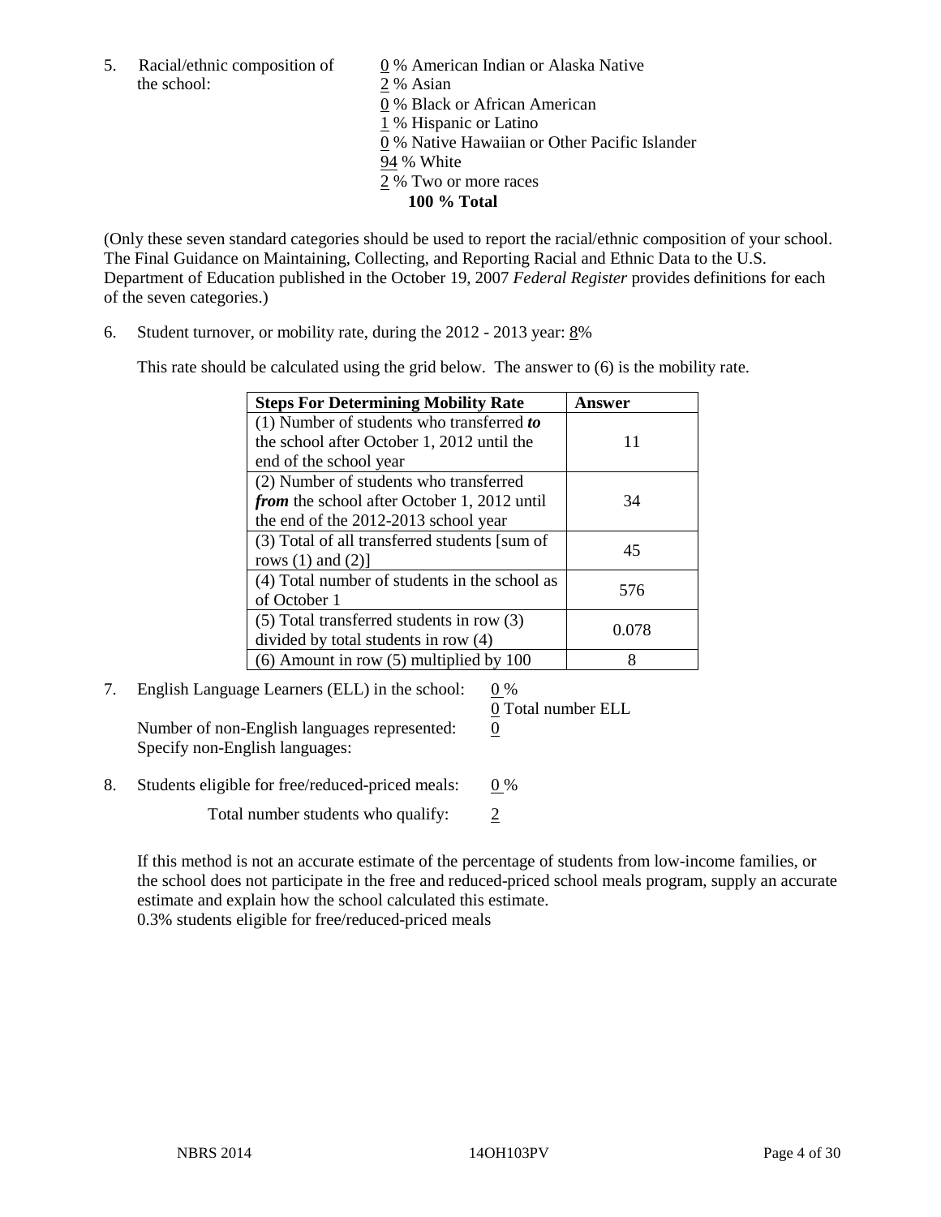5. Racial/ethnic composition of the school:

0 % American Indian or Alaska Native
2 % Asian
0 % Black or African American
1 % Hispanic or Latino
0 % Native Hawaiian or Other Pacific Islander
94 % White
2 % Two or more races
**100 % Total**

(Only these seven standard categories should be used to report the racial/ethnic composition of your school. The Final Guidance on Maintaining, Collecting, and Reporting Racial and Ethnic Data to the U.S. Department of Education published in the October 19, 2007 *Federal Register* provides definitions for each of the seven categories.)

6. Student turnover, or mobility rate, during the 2012 - 2013 year: 8%

This rate should be calculated using the grid below. The answer to (6) is the mobility rate.

| **Steps For Determining Mobility Rate** | **Answer** |
|---|---|
| (1) Number of students who transferred ***to*** the school after October 1, 2012 until the end of the school year | 11 |
| (2) Number of students who transferred ***from*** the school after October 1, 2012 until the end of the 2012-2013 school year | 34 |
| (3) Total of all transferred students [sum of rows (1) and (2)] | 45 |
| (4) Total number of students in the school as of October 1 | 576 |
| (5) Total transferred students in row (3) divided by total students in row (4) | 0.078 |
| (6) Amount in row (5) multiplied by 100 | 8 |

7. English Language Learners (ELL) in the school: 0 %
0 Total number ELL

Number of non-English languages represented: 0
Specify non-English languages:

8. Students eligible for free/reduced-priced meals: 0 %

Total number students who qualify: 2

If this method is not an accurate estimate of the percentage of students from low-income families, or the school does not participate in the free and reduced-priced school meals program, supply an accurate estimate and explain how the school calculated this estimate.
0.3% students eligible for free/reduced-priced meals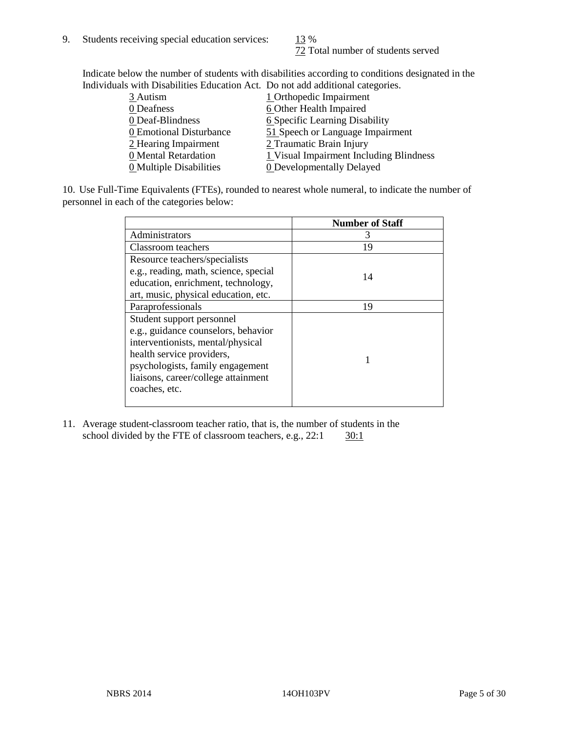9. Students receiving special education services: 13 %
   72 Total number of students served

   Indicate below the number of students with disabilities according to conditions designated in the Individuals with Disabilities Education Act. Do not add additional categories.

   | | |
   |---|---|
   | 3 Autism | 1 Orthopedic Impairment |
   | 0 Deafness | 6 Other Health Impaired |
   | 0 Deaf-Blindness | 6 Specific Learning Disability |
   | 0 Emotional Disturbance | 51 Speech or Language Impairment |
   | 2 Hearing Impairment | 2 Traumatic Brain Injury |
   | 0 Mental Retardation | 1 Visual Impairment Including Blindness |
   | 0 Multiple Disabilities | 0 Developmentally Delayed |

10. Use Full-Time Equivalents (FTEs), rounded to nearest whole numeral, to indicate the number of personnel in each of the categories below:

| | Number of Staff |
|---|---|
| Administrators | 3 |
| Classroom teachers | 19 |
| Resource teachers/specialists e.g., reading, math, science, special education, enrichment, technology, art, music, physical education, etc. | 14 |
| Paraprofessionals | 19 |
| Student support personnel e.g., guidance counselors, behavior interventionists, mental/physical health service providers, psychologists, family engagement liaisons, career/college attainment coaches, etc. | 1 |

11. Average student-classroom teacher ratio, that is, the number of students in the school divided by the FTE of classroom teachers, e.g., 22:1 30:1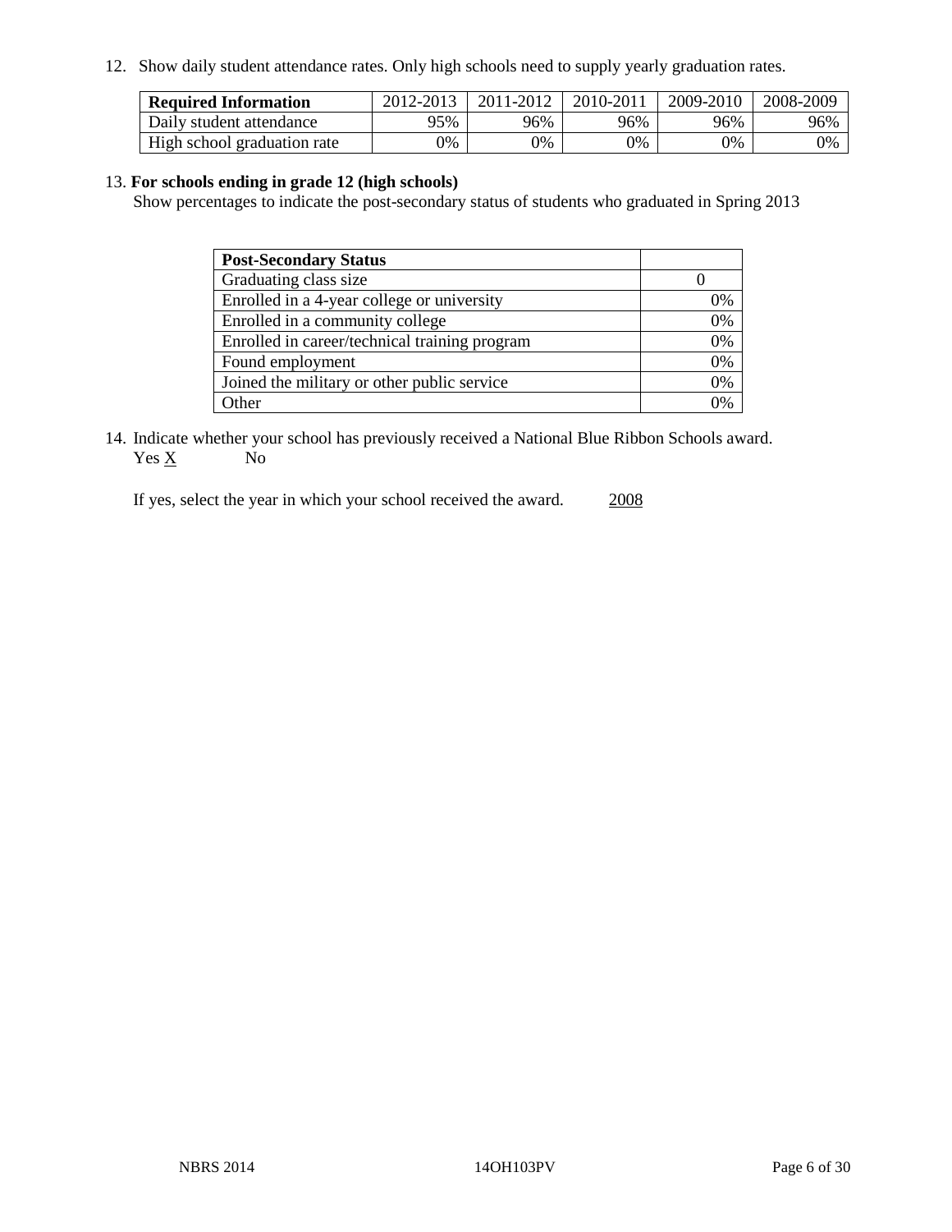12. Show daily student attendance rates. Only high schools need to supply yearly graduation rates.

| **Required Information** | 2012-2013 | 2011-2012 | 2010-2011 | 2009-2010 | 2008-2009 |
|---|---|---|---|---|---|
| Daily student attendance | 95% | 96% | 96% | 96% | 96% |
| High school graduation rate | 0% | 0% | 0% | 0% | 0% |

13. **For schools ending in grade 12 (high schools)**
Show percentages to indicate the post-secondary status of students who graduated in Spring 2013

| **Post-Secondary Status** | |
|---|---|
| Graduating class size | 0 |
| Enrolled in a 4-year college or university | 0% |
| Enrolled in a community college | 0% |
| Enrolled in career/technical training program | 0% |
| Found employment | 0% |
| Joined the military or other public service | 0% |
| Other | 0% |

14. Indicate whether your school has previously received a National Blue Ribbon Schools award.
Yes X No

If yes, select the year in which your school received the award. 2008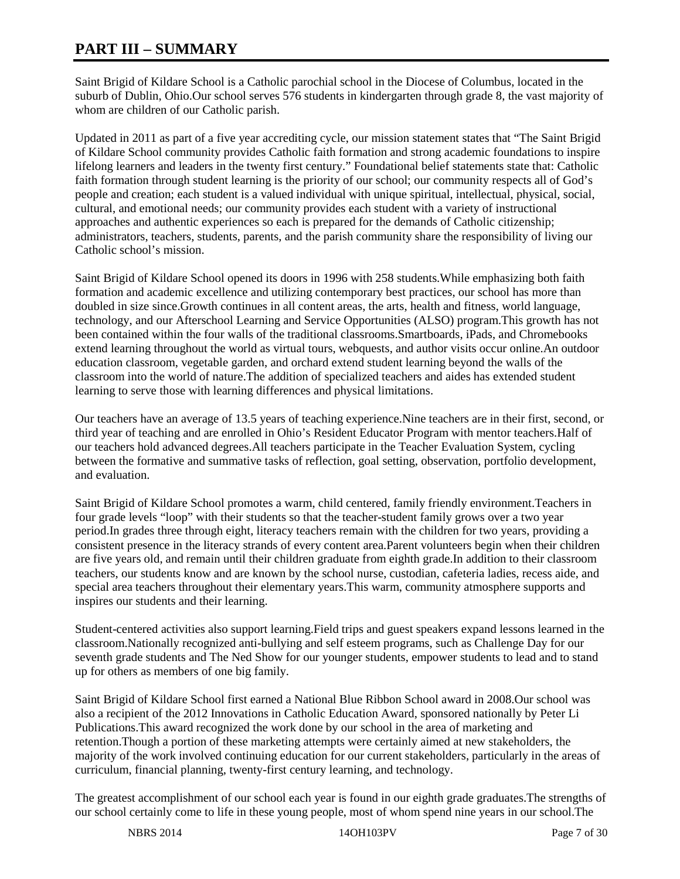# PART III – SUMMARY

Saint Brigid of Kildare School is a Catholic parochial school in the Diocese of Columbus, located in the suburb of Dublin, Ohio.Our school serves 576 students in kindergarten through grade 8, the vast majority of whom are children of our Catholic parish.

Updated in 2011 as part of a five year accrediting cycle, our mission statement states that "The Saint Brigid of Kildare School community provides Catholic faith formation and strong academic foundations to inspire lifelong learners and leaders in the twenty first century." Foundational belief statements state that: Catholic faith formation through student learning is the priority of our school; our community respects all of God's people and creation; each student is a valued individual with unique spiritual, intellectual, physical, social, cultural, and emotional needs; our community provides each student with a variety of instructional approaches and authentic experiences so each is prepared for the demands of Catholic citizenship; administrators, teachers, students, parents, and the parish community share the responsibility of living our Catholic school's mission.

Saint Brigid of Kildare School opened its doors in 1996 with 258 students.While emphasizing both faith formation and academic excellence and utilizing contemporary best practices, our school has more than doubled in size since.Growth continues in all content areas, the arts, health and fitness, world language, technology, and our Afterschool Learning and Service Opportunities (ALSO) program.This growth has not been contained within the four walls of the traditional classrooms.Smartboards, iPads, and Chromebooks extend learning throughout the world as virtual tours, webquests, and author visits occur online.An outdoor education classroom, vegetable garden, and orchard extend student learning beyond the walls of the classroom into the world of nature.The addition of specialized teachers and aides has extended student learning to serve those with learning differences and physical limitations.

Our teachers have an average of 13.5 years of teaching experience.Nine teachers are in their first, second, or third year of teaching and are enrolled in Ohio's Resident Educator Program with mentor teachers.Half of our teachers hold advanced degrees.All teachers participate in the Teacher Evaluation System, cycling between the formative and summative tasks of reflection, goal setting, observation, portfolio development, and evaluation.

Saint Brigid of Kildare School promotes a warm, child centered, family friendly environment.Teachers in four grade levels "loop" with their students so that the teacher-student family grows over a two year period.In grades three through eight, literacy teachers remain with the children for two years, providing a consistent presence in the literacy strands of every content area.Parent volunteers begin when their children are five years old, and remain until their children graduate from eighth grade.In addition to their classroom teachers, our students know and are known by the school nurse, custodian, cafeteria ladies, recess aide, and special area teachers throughout their elementary years.This warm, community atmosphere supports and inspires our students and their learning.

Student-centered activities also support learning.Field trips and guest speakers expand lessons learned in the classroom.Nationally recognized anti-bullying and self esteem programs, such as Challenge Day for our seventh grade students and The Ned Show for our younger students, empower students to lead and to stand up for others as members of one big family.

Saint Brigid of Kildare School first earned a National Blue Ribbon School award in 2008.Our school was also a recipient of the 2012 Innovations in Catholic Education Award, sponsored nationally by Peter Li Publications.This award recognized the work done by our school in the area of marketing and retention.Though a portion of these marketing attempts were certainly aimed at new stakeholders, the majority of the work involved continuing education for our current stakeholders, particularly in the areas of curriculum, financial planning, twenty-first century learning, and technology.

The greatest accomplishment of our school each year is found in our eighth grade graduates.The strengths of our school certainly come to life in these young people, most of whom spend nine years in our school.The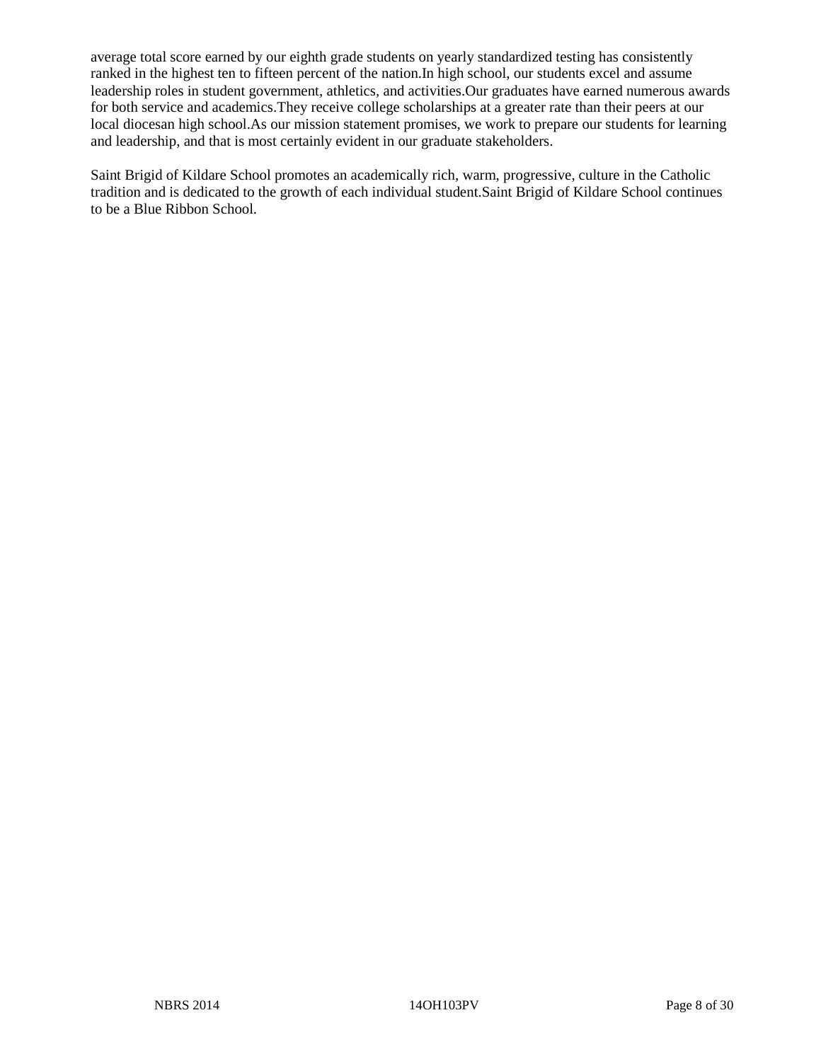average total score earned by our eighth grade students on yearly standardized testing has consistently ranked in the highest ten to fifteen percent of the nation.In high school, our students excel and assume leadership roles in student government, athletics, and activities.Our graduates have earned numerous awards for both service and academics.They receive college scholarships at a greater rate than their peers at our local diocesan high school.As our mission statement promises, we work to prepare our students for learning and leadership, and that is most certainly evident in our graduate stakeholders.

Saint Brigid of Kildare School promotes an academically rich, warm, progressive, culture in the Catholic tradition and is dedicated to the growth of each individual student.Saint Brigid of Kildare School continues to be a Blue Ribbon School.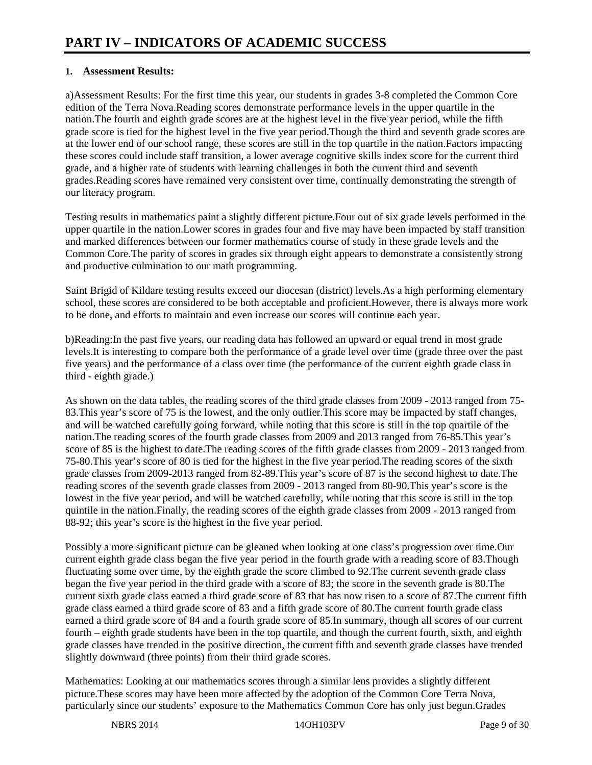# PART IV – INDICATORS OF ACADEMIC SUCCESS

**1. Assessment Results:**

a)Assessment Results: For the first time this year, our students in grades 3-8 completed the Common Core edition of the Terra Nova.Reading scores demonstrate performance levels in the upper quartile in the nation.The fourth and eighth grade scores are at the highest level in the five year period, while the fifth grade score is tied for the highest level in the five year period.Though the third and seventh grade scores are at the lower end of our school range, these scores are still in the top quartile in the nation.Factors impacting these scores could include staff transition, a lower average cognitive skills index score for the current third grade, and a higher rate of students with learning challenges in both the current third and seventh grades.Reading scores have remained very consistent over time, continually demonstrating the strength of our literacy program.

Testing results in mathematics paint a slightly different picture.Four out of six grade levels performed in the upper quartile in the nation.Lower scores in grades four and five may have been impacted by staff transition and marked differences between our former mathematics course of study in these grade levels and the Common Core.The parity of scores in grades six through eight appears to demonstrate a consistently strong and productive culmination to our math programming.

Saint Brigid of Kildare testing results exceed our diocesan (district) levels.As a high performing elementary school, these scores are considered to be both acceptable and proficient.However, there is always more work to be done, and efforts to maintain and even increase our scores will continue each year.

b)Reading:In the past five years, our reading data has followed an upward or equal trend in most grade levels.It is interesting to compare both the performance of a grade level over time (grade three over the past five years) and the performance of a class over time (the performance of the current eighth grade class in third - eighth grade.)

As shown on the data tables, the reading scores of the third grade classes from 2009 - 2013 ranged from 75-83.This year's score of 75 is the lowest, and the only outlier.This score may be impacted by staff changes, and will be watched carefully going forward, while noting that this score is still in the top quartile of the nation.The reading scores of the fourth grade classes from 2009 and 2013 ranged from 76-85.This year's score of 85 is the highest to date.The reading scores of the fifth grade classes from 2009 - 2013 ranged from 75-80.This year's score of 80 is tied for the highest in the five year period.The reading scores of the sixth grade classes from 2009-2013 ranged from 82-89.This year's score of 87 is the second highest to date.The reading scores of the seventh grade classes from 2009 - 2013 ranged from 80-90.This year's score is the lowest in the five year period, and will be watched carefully, while noting that this score is still in the top quintile in the nation.Finally, the reading scores of the eighth grade classes from 2009 - 2013 ranged from 88-92; this year's score is the highest in the five year period.

Possibly a more significant picture can be gleaned when looking at one class's progression over time.Our current eighth grade class began the five year period in the fourth grade with a reading score of 83.Though fluctuating some over time, by the eighth grade the score climbed to 92.The current seventh grade class began the five year period in the third grade with a score of 83; the score in the seventh grade is 80.The current sixth grade class earned a third grade score of 83 that has now risen to a score of 87.The current fifth grade class earned a third grade score of 83 and a fifth grade score of 80.The current fourth grade class earned a third grade score of 84 and a fourth grade score of 85.In summary, though all scores of our current fourth – eighth grade students have been in the top quartile, and though the current fourth, sixth, and eighth grade classes have trended in the positive direction, the current fifth and seventh grade classes have trended slightly downward (three points) from their third grade scores.

Mathematics: Looking at our mathematics scores through a similar lens provides a slightly different picture.These scores may have been more affected by the adoption of the Common Core Terra Nova, particularly since our students' exposure to the Mathematics Common Core has only just begun.Grades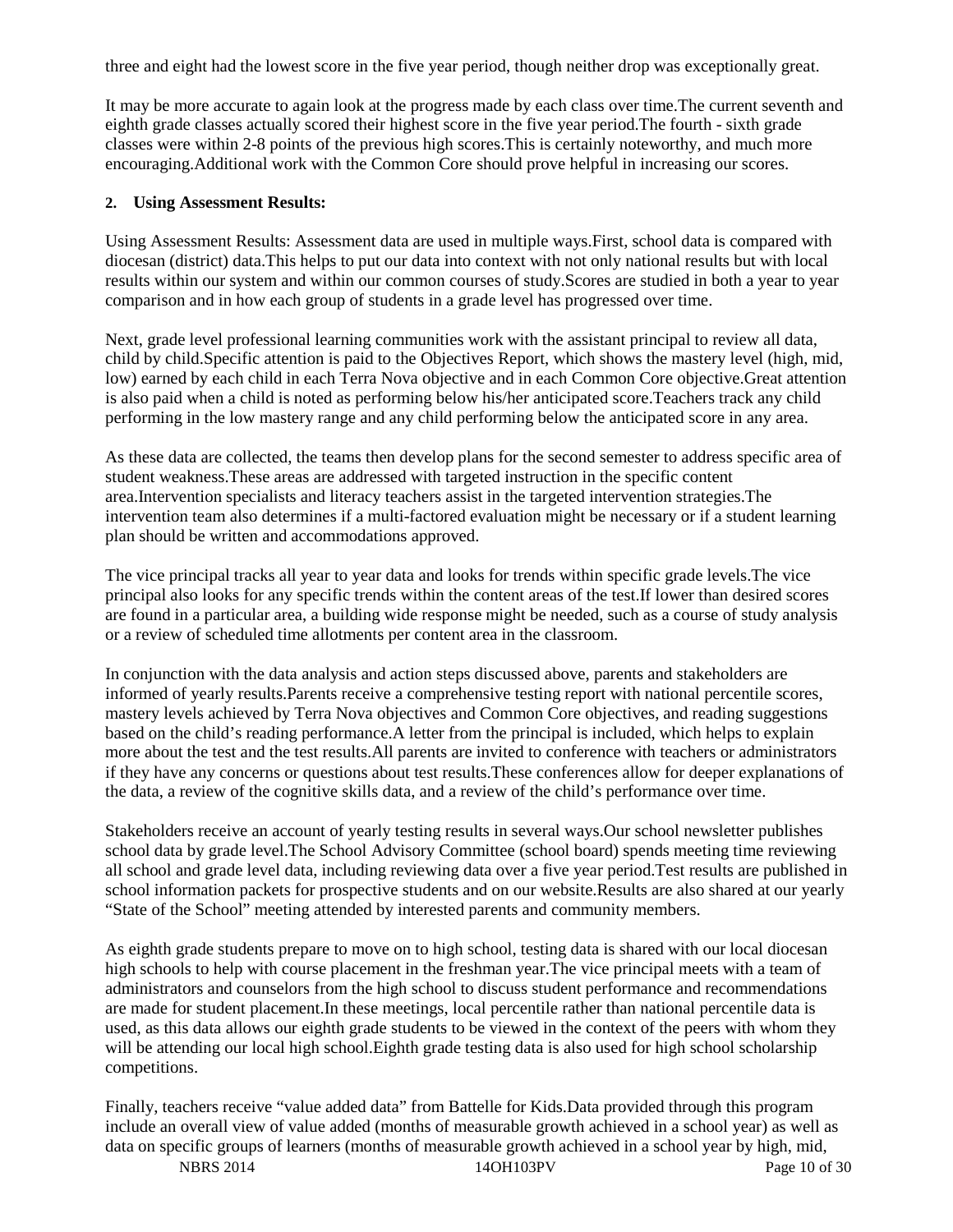three and eight had the lowest score in the five year period, though neither drop was exceptionally great.

It may be more accurate to again look at the progress made by each class over time.The current seventh and eighth grade classes actually scored their highest score in the five year period.The fourth - sixth grade classes were within 2-8 points of the previous high scores.This is certainly noteworthy, and much more encouraging.Additional work with the Common Core should prove helpful in increasing our scores.

**2. Using Assessment Results:**

Using Assessment Results: Assessment data are used in multiple ways.First, school data is compared with diocesan (district) data.This helps to put our data into context with not only national results but with local results within our system and within our common courses of study.Scores are studied in both a year to year comparison and in how each group of students in a grade level has progressed over time.

Next, grade level professional learning communities work with the assistant principal to review all data, child by child.Specific attention is paid to the Objectives Report, which shows the mastery level (high, mid, low) earned by each child in each Terra Nova objective and in each Common Core objective.Great attention is also paid when a child is noted as performing below his/her anticipated score.Teachers track any child performing in the low mastery range and any child performing below the anticipated score in any area.

As these data are collected, the teams then develop plans for the second semester to address specific area of student weakness.These areas are addressed with targeted instruction in the specific content area.Intervention specialists and literacy teachers assist in the targeted intervention strategies.The intervention team also determines if a multi-factored evaluation might be necessary or if a student learning plan should be written and accommodations approved.

The vice principal tracks all year to year data and looks for trends within specific grade levels.The vice principal also looks for any specific trends within the content areas of the test.If lower than desired scores are found in a particular area, a building wide response might be needed, such as a course of study analysis or a review of scheduled time allotments per content area in the classroom.

In conjunction with the data analysis and action steps discussed above, parents and stakeholders are informed of yearly results.Parents receive a comprehensive testing report with national percentile scores, mastery levels achieved by Terra Nova objectives and Common Core objectives, and reading suggestions based on the child's reading performance.A letter from the principal is included, which helps to explain more about the test and the test results.All parents are invited to conference with teachers or administrators if they have any concerns or questions about test results.These conferences allow for deeper explanations of the data, a review of the cognitive skills data, and a review of the child's performance over time.

Stakeholders receive an account of yearly testing results in several ways.Our school newsletter publishes school data by grade level.The School Advisory Committee (school board) spends meeting time reviewing all school and grade level data, including reviewing data over a five year period.Test results are published in school information packets for prospective students and on our website.Results are also shared at our yearly "State of the School" meeting attended by interested parents and community members.

As eighth grade students prepare to move on to high school, testing data is shared with our local diocesan high schools to help with course placement in the freshman year.The vice principal meets with a team of administrators and counselors from the high school to discuss student performance and recommendations are made for student placement.In these meetings, local percentile rather than national percentile data is used, as this data allows our eighth grade students to be viewed in the context of the peers with whom they will be attending our local high school.Eighth grade testing data is also used for high school scholarship competitions.

Finally, teachers receive "value added data" from Battelle for Kids.Data provided through this program include an overall view of value added (months of measurable growth achieved in a school year) as well as data on specific groups of learners (months of measurable growth achieved in a school year by high, mid,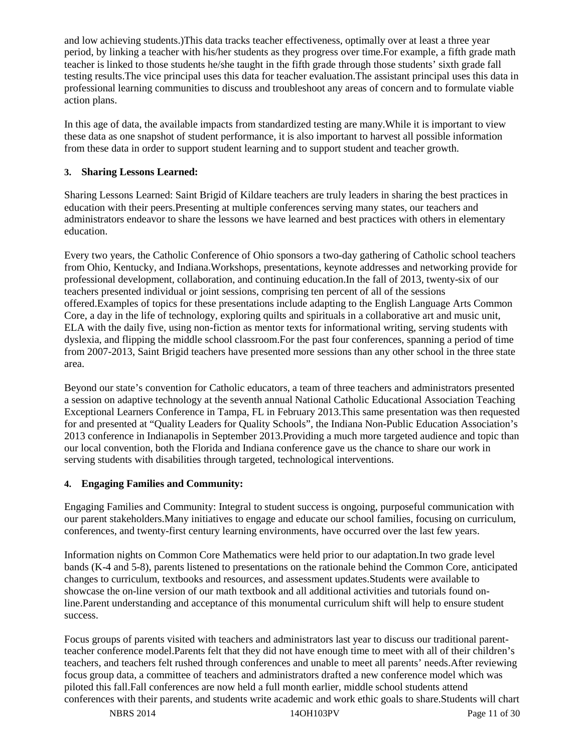and low achieving students.)This data tracks teacher effectiveness, optimally over at least a three year period, by linking a teacher with his/her students as they progress over time.For example, a fifth grade math teacher is linked to those students he/she taught in the fifth grade through those students' sixth grade fall testing results.The vice principal uses this data for teacher evaluation.The assistant principal uses this data in professional learning communities to discuss and troubleshoot any areas of concern and to formulate viable action plans.

In this age of data, the available impacts from standardized testing are many.While it is important to view these data as one snapshot of student performance, it is also important to harvest all possible information from these data in order to support student learning and to support student and teacher growth.

**3. Sharing Lessons Learned:**

Sharing Lessons Learned: Saint Brigid of Kildare teachers are truly leaders in sharing the best practices in education with their peers.Presenting at multiple conferences serving many states, our teachers and administrators endeavor to share the lessons we have learned and best practices with others in elementary education.

Every two years, the Catholic Conference of Ohio sponsors a two-day gathering of Catholic school teachers from Ohio, Kentucky, and Indiana.Workshops, presentations, keynote addresses and networking provide for professional development, collaboration, and continuing education.In the fall of 2013, twenty-six of our teachers presented individual or joint sessions, comprising ten percent of all of the sessions offered.Examples of topics for these presentations include adapting to the English Language Arts Common Core, a day in the life of technology, exploring quilts and spirituals in a collaborative art and music unit, ELA with the daily five, using non-fiction as mentor texts for informational writing, serving students with dyslexia, and flipping the middle school classroom.For the past four conferences, spanning a period of time from 2007-2013, Saint Brigid teachers have presented more sessions than any other school in the three state area.

Beyond our state's convention for Catholic educators, a team of three teachers and administrators presented a session on adaptive technology at the seventh annual National Catholic Educational Association Teaching Exceptional Learners Conference in Tampa, FL in February 2013.This same presentation was then requested for and presented at "Quality Leaders for Quality Schools", the Indiana Non-Public Education Association's 2013 conference in Indianapolis in September 2013.Providing a much more targeted audience and topic than our local convention, both the Florida and Indiana conference gave us the chance to share our work in serving students with disabilities through targeted, technological interventions.

**4. Engaging Families and Community:**

Engaging Families and Community: Integral to student success is ongoing, purposeful communication with our parent stakeholders.Many initiatives to engage and educate our school families, focusing on curriculum, conferences, and twenty-first century learning environments, have occurred over the last few years.

Information nights on Common Core Mathematics were held prior to our adaptation.In two grade level bands (K-4 and 5-8), parents listened to presentations on the rationale behind the Common Core, anticipated changes to curriculum, textbooks and resources, and assessment updates.Students were available to showcase the on-line version of our math textbook and all additional activities and tutorials found on-line.Parent understanding and acceptance of this monumental curriculum shift will help to ensure student success.

Focus groups of parents visited with teachers and administrators last year to discuss our traditional parent-teacher conference model.Parents felt that they did not have enough time to meet with all of their children's teachers, and teachers felt rushed through conferences and unable to meet all parents' needs.After reviewing focus group data, a committee of teachers and administrators drafted a new conference model which was piloted this fall.Fall conferences are now held a full month earlier, middle school students attend conferences with their parents, and students write academic and work ethic goals to share.Students will chart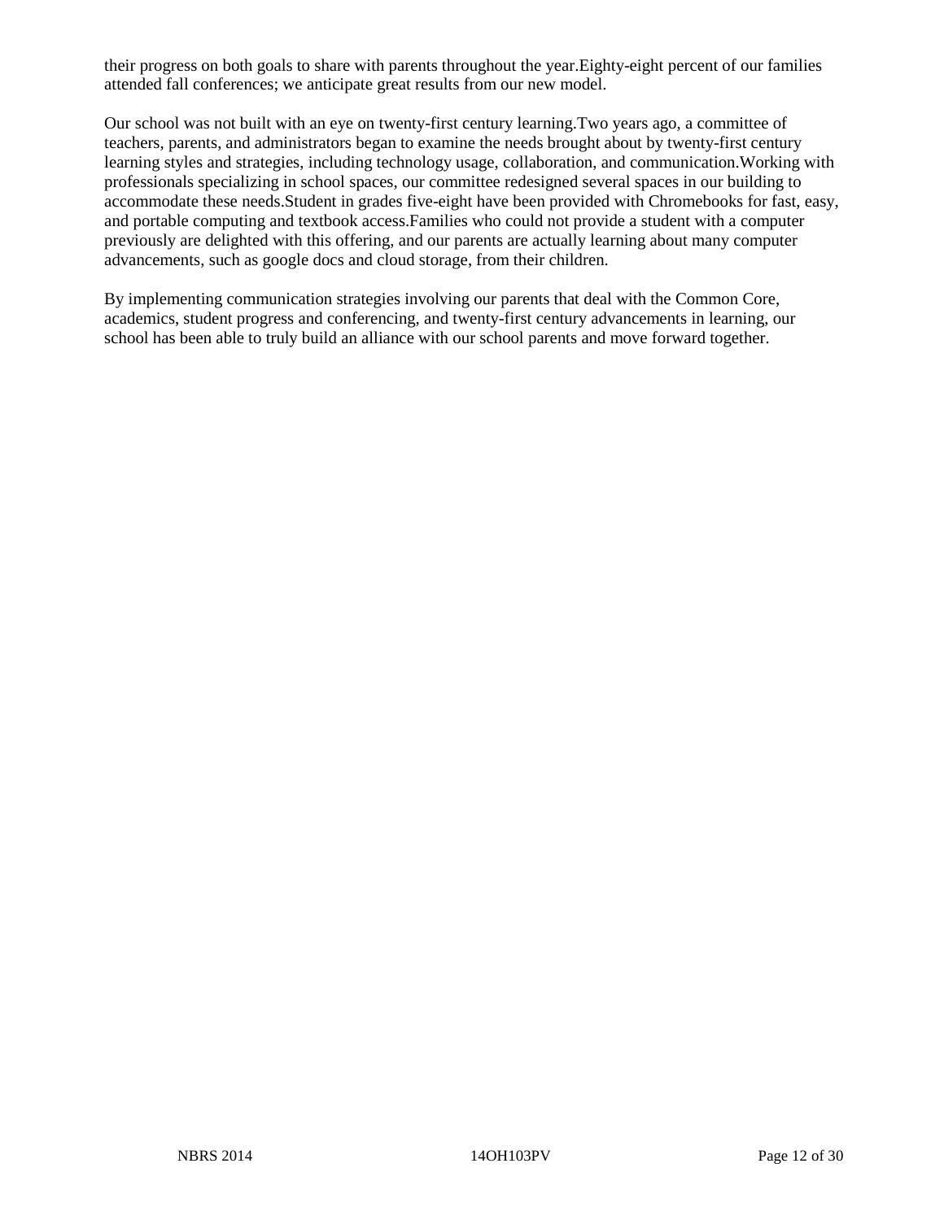their progress on both goals to share with parents throughout the year.Eighty-eight percent of our families attended fall conferences; we anticipate great results from our new model.

Our school was not built with an eye on twenty-first century learning.Two years ago, a committee of teachers, parents, and administrators began to examine the needs brought about by twenty-first century learning styles and strategies, including technology usage, collaboration, and communication.Working with professionals specializing in school spaces, our committee redesigned several spaces in our building to accommodate these needs.Student in grades five-eight have been provided with Chromebooks for fast, easy, and portable computing and textbook access.Families who could not provide a student with a computer previously are delighted with this offering, and our parents are actually learning about many computer advancements, such as google docs and cloud storage, from their children.

By implementing communication strategies involving our parents that deal with the Common Core, academics, student progress and conferencing, and twenty-first century advancements in learning, our school has been able to truly build an alliance with our school parents and move forward together.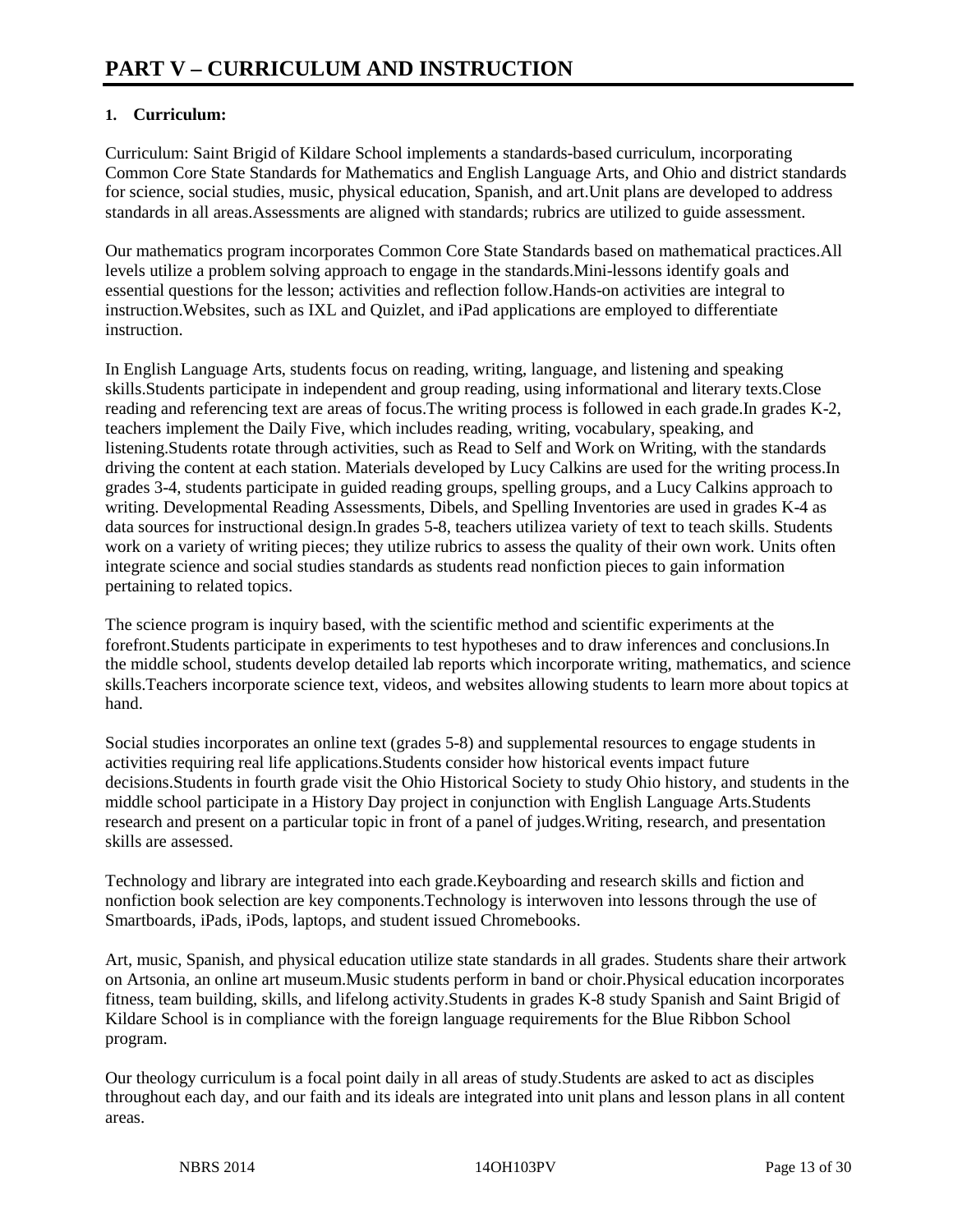# PART V – CURRICULUM AND INSTRUCTION

**1. Curriculum:**

Curriculum: Saint Brigid of Kildare School implements a standards-based curriculum, incorporating Common Core State Standards for Mathematics and English Language Arts, and Ohio and district standards for science, social studies, music, physical education, Spanish, and art.Unit plans are developed to address standards in all areas.Assessments are aligned with standards; rubrics are utilized to guide assessment.

Our mathematics program incorporates Common Core State Standards based on mathematical practices.All levels utilize a problem solving approach to engage in the standards.Mini-lessons identify goals and essential questions for the lesson; activities and reflection follow.Hands-on activities are integral to instruction.Websites, such as IXL and Quizlet, and iPad applications are employed to differentiate instruction.

In English Language Arts, students focus on reading, writing, language, and listening and speaking skills.Students participate in independent and group reading, using informational and literary texts.Close reading and referencing text are areas of focus.The writing process is followed in each grade.In grades K-2, teachers implement the Daily Five, which includes reading, writing, vocabulary, speaking, and listening.Students rotate through activities, such as Read to Self and Work on Writing, with the standards driving the content at each station. Materials developed by Lucy Calkins are used for the writing process.In grades 3-4, students participate in guided reading groups, spelling groups, and a Lucy Calkins approach to writing. Developmental Reading Assessments, Dibels, and Spelling Inventories are used in grades K-4 as data sources for instructional design.In grades 5-8, teachers utilizea variety of text to teach skills. Students work on a variety of writing pieces; they utilize rubrics to assess the quality of their own work. Units often integrate science and social studies standards as students read nonfiction pieces to gain information pertaining to related topics.

The science program is inquiry based, with the scientific method and scientific experiments at the forefront.Students participate in experiments to test hypotheses and to draw inferences and conclusions.In the middle school, students develop detailed lab reports which incorporate writing, mathematics, and science skills.Teachers incorporate science text, videos, and websites allowing students to learn more about topics at hand.

Social studies incorporates an online text (grades 5-8) and supplemental resources to engage students in activities requiring real life applications.Students consider how historical events impact future decisions.Students in fourth grade visit the Ohio Historical Society to study Ohio history, and students in the middle school participate in a History Day project in conjunction with English Language Arts.Students research and present on a particular topic in front of a panel of judges.Writing, research, and presentation skills are assessed.

Technology and library are integrated into each grade.Keyboarding and research skills and fiction and nonfiction book selection are key components.Technology is interwoven into lessons through the use of Smartboards, iPads, iPods, laptops, and student issued Chromebooks.

Art, music, Spanish, and physical education utilize state standards in all grades. Students share their artwork on Artsonia, an online art museum.Music students perform in band or choir.Physical education incorporates fitness, team building, skills, and lifelong activity.Students in grades K-8 study Spanish and Saint Brigid of Kildare School is in compliance with the foreign language requirements for the Blue Ribbon School program.

Our theology curriculum is a focal point daily in all areas of study.Students are asked to act as disciples throughout each day, and our faith and its ideals are integrated into unit plans and lesson plans in all content areas.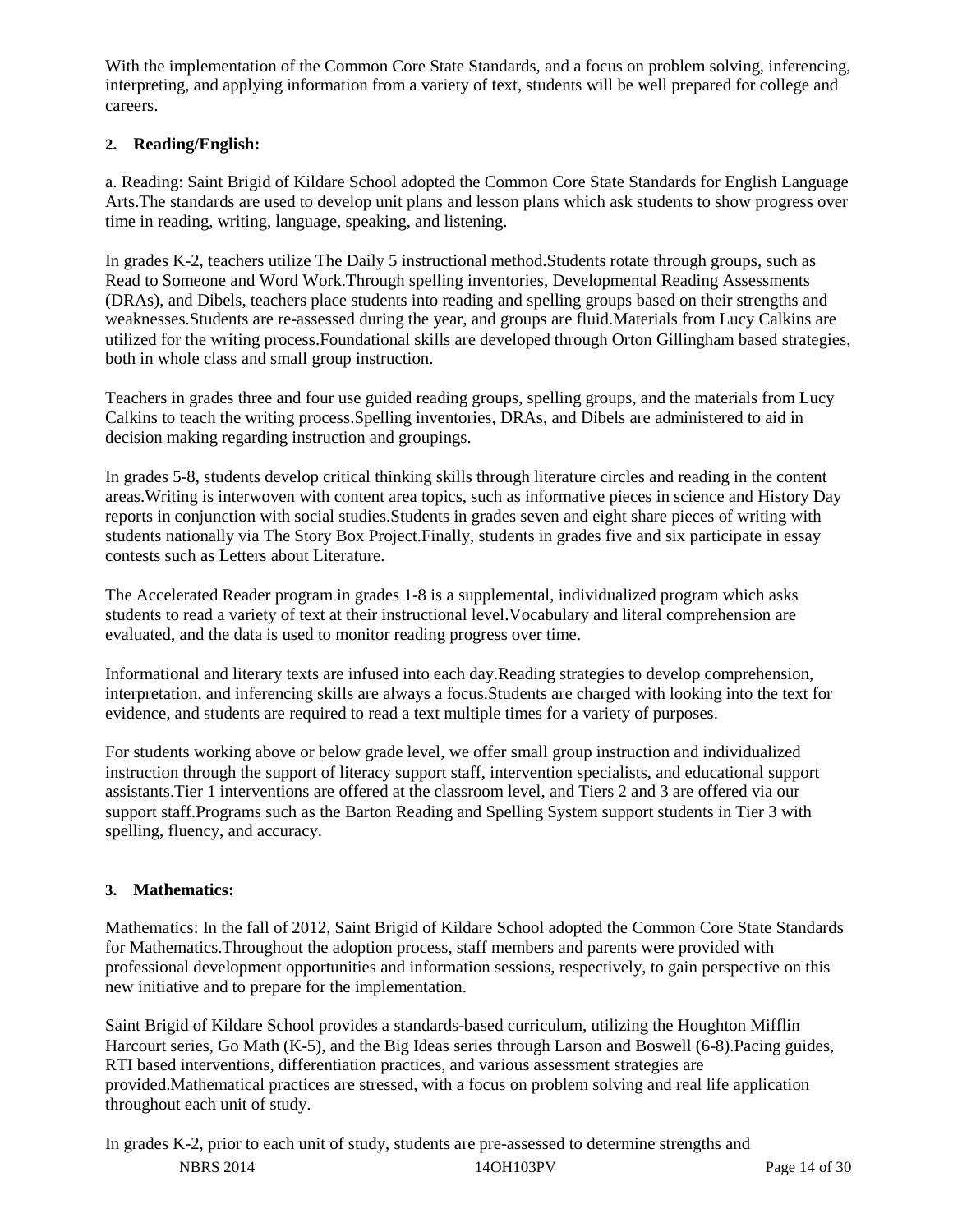With the implementation of the Common Core State Standards, and a focus on problem solving, inferencing, interpreting, and applying information from a variety of text, students will be well prepared for college and careers.

**2. Reading/English:**

a. Reading: Saint Brigid of Kildare School adopted the Common Core State Standards for English Language Arts.The standards are used to develop unit plans and lesson plans which ask students to show progress over time in reading, writing, language, speaking, and listening.

In grades K-2, teachers utilize The Daily 5 instructional method.Students rotate through groups, such as Read to Someone and Word Work.Through spelling inventories, Developmental Reading Assessments (DRAs), and Dibels, teachers place students into reading and spelling groups based on their strengths and weaknesses.Students are re-assessed during the year, and groups are fluid.Materials from Lucy Calkins are utilized for the writing process.Foundational skills are developed through Orton Gillingham based strategies, both in whole class and small group instruction.

Teachers in grades three and four use guided reading groups, spelling groups, and the materials from Lucy Calkins to teach the writing process.Spelling inventories, DRAs, and Dibels are administered to aid in decision making regarding instruction and groupings.

In grades 5-8, students develop critical thinking skills through literature circles and reading in the content areas.Writing is interwoven with content area topics, such as informative pieces in science and History Day reports in conjunction with social studies.Students in grades seven and eight share pieces of writing with students nationally via The Story Box Project.Finally, students in grades five and six participate in essay contests such as Letters about Literature.

The Accelerated Reader program in grades 1-8 is a supplemental, individualized program which asks students to read a variety of text at their instructional level.Vocabulary and literal comprehension are evaluated, and the data is used to monitor reading progress over time.

Informational and literary texts are infused into each day.Reading strategies to develop comprehension, interpretation, and inferencing skills are always a focus.Students are charged with looking into the text for evidence, and students are required to read a text multiple times for a variety of purposes.

For students working above or below grade level, we offer small group instruction and individualized instruction through the support of literacy support staff, intervention specialists, and educational support assistants.Tier 1 interventions are offered at the classroom level, and Tiers 2 and 3 are offered via our support staff.Programs such as the Barton Reading and Spelling System support students in Tier 3 with spelling, fluency, and accuracy.

**3. Mathematics:**

Mathematics: In the fall of 2012, Saint Brigid of Kildare School adopted the Common Core State Standards for Mathematics.Throughout the adoption process, staff members and parents were provided with professional development opportunities and information sessions, respectively, to gain perspective on this new initiative and to prepare for the implementation.

Saint Brigid of Kildare School provides a standards-based curriculum, utilizing the Houghton Mifflin Harcourt series, Go Math (K-5), and the Big Ideas series through Larson and Boswell (6-8).Pacing guides, RTI based interventions, differentiation practices, and various assessment strategies are provided.Mathematical practices are stressed, with a focus on problem solving and real life application throughout each unit of study.

In grades K-2, prior to each unit of study, students are pre-assessed to determine strengths and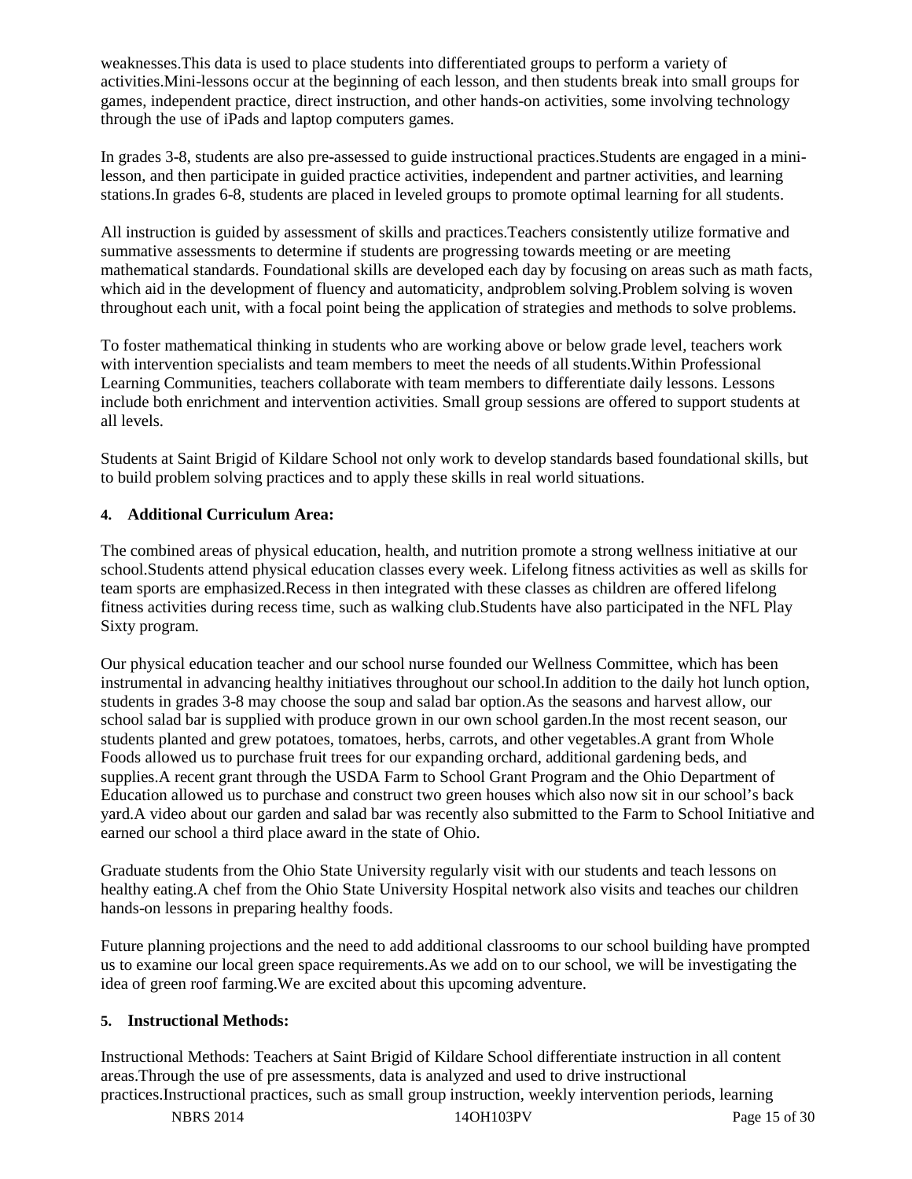weaknesses.This data is used to place students into differentiated groups to perform a variety of activities.Mini-lessons occur at the beginning of each lesson, and then students break into small groups for games, independent practice, direct instruction, and other hands-on activities, some involving technology through the use of iPads and laptop computers games.

In grades 3-8, students are also pre-assessed to guide instructional practices.Students are engaged in a mini-lesson, and then participate in guided practice activities, independent and partner activities, and learning stations.In grades 6-8, students are placed in leveled groups to promote optimal learning for all students.

All instruction is guided by assessment of skills and practices.Teachers consistently utilize formative and summative assessments to determine if students are progressing towards meeting or are meeting mathematical standards. Foundational skills are developed each day by focusing on areas such as math facts, which aid in the development of fluency and automaticity, andproblem solving.Problem solving is woven throughout each unit, with a focal point being the application of strategies and methods to solve problems.

To foster mathematical thinking in students who are working above or below grade level, teachers work with intervention specialists and team members to meet the needs of all students.Within Professional Learning Communities, teachers collaborate with team members to differentiate daily lessons. Lessons include both enrichment and intervention activities. Small group sessions are offered to support students at all levels.

Students at Saint Brigid of Kildare School not only work to develop standards based foundational skills, but to build problem solving practices and to apply these skills in real world situations.

**4. Additional Curriculum Area:**

The combined areas of physical education, health, and nutrition promote a strong wellness initiative at our school.Students attend physical education classes every week. Lifelong fitness activities as well as skills for team sports are emphasized.Recess in then integrated with these classes as children are offered lifelong fitness activities during recess time, such as walking club.Students have also participated in the NFL Play Sixty program.

Our physical education teacher and our school nurse founded our Wellness Committee, which has been instrumental in advancing healthy initiatives throughout our school.In addition to the daily hot lunch option, students in grades 3-8 may choose the soup and salad bar option.As the seasons and harvest allow, our school salad bar is supplied with produce grown in our own school garden.In the most recent season, our students planted and grew potatoes, tomatoes, herbs, carrots, and other vegetables.A grant from Whole Foods allowed us to purchase fruit trees for our expanding orchard, additional gardening beds, and supplies.A recent grant through the USDA Farm to School Grant Program and the Ohio Department of Education allowed us to purchase and construct two green houses which also now sit in our school's back yard.A video about our garden and salad bar was recently also submitted to the Farm to School Initiative and earned our school a third place award in the state of Ohio.

Graduate students from the Ohio State University regularly visit with our students and teach lessons on healthy eating.A chef from the Ohio State University Hospital network also visits and teaches our children hands-on lessons in preparing healthy foods.

Future planning projections and the need to add additional classrooms to our school building have prompted us to examine our local green space requirements.As we add on to our school, we will be investigating the idea of green roof farming.We are excited about this upcoming adventure.

**5. Instructional Methods:**

Instructional Methods: Teachers at Saint Brigid of Kildare School differentiate instruction in all content areas.Through the use of pre assessments, data is analyzed and used to drive instructional practices.Instructional practices, such as small group instruction, weekly intervention periods, learning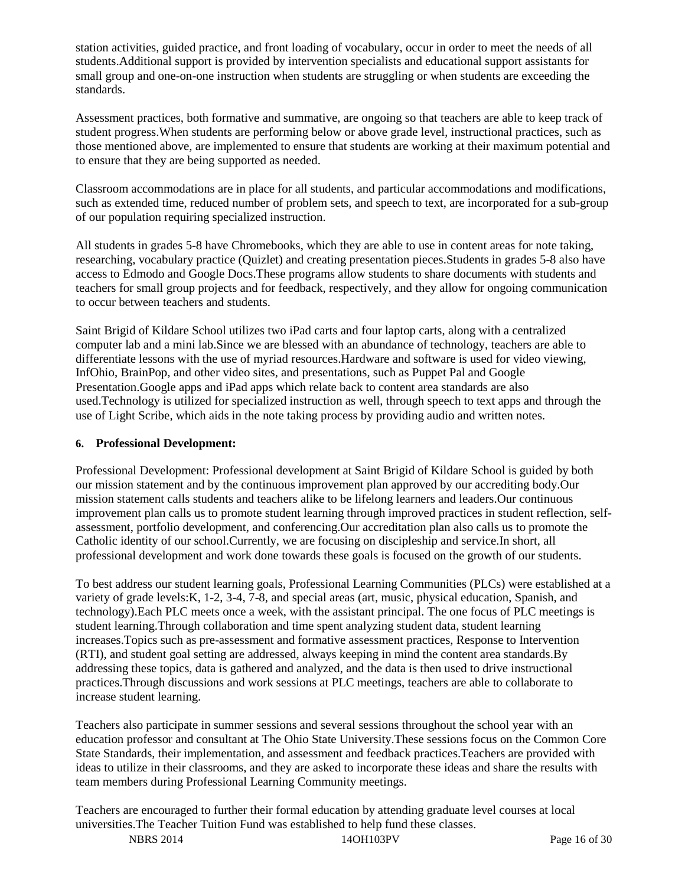station activities, guided practice, and front loading of vocabulary, occur in order to meet the needs of all students.Additional support is provided by intervention specialists and educational support assistants for small group and one-on-one instruction when students are struggling or when students are exceeding the standards.

Assessment practices, both formative and summative, are ongoing so that teachers are able to keep track of student progress.When students are performing below or above grade level, instructional practices, such as those mentioned above, are implemented to ensure that students are working at their maximum potential and to ensure that they are being supported as needed.

Classroom accommodations are in place for all students, and particular accommodations and modifications, such as extended time, reduced number of problem sets, and speech to text, are incorporated for a sub-group of our population requiring specialized instruction.

All students in grades 5-8 have Chromebooks, which they are able to use in content areas for note taking, researching, vocabulary practice (Quizlet) and creating presentation pieces.Students in grades 5-8 also have access to Edmodo and Google Docs.These programs allow students to share documents with students and teachers for small group projects and for feedback, respectively, and they allow for ongoing communication to occur between teachers and students.

Saint Brigid of Kildare School utilizes two iPad carts and four laptop carts, along with a centralized computer lab and a mini lab.Since we are blessed with an abundance of technology, teachers are able to differentiate lessons with the use of myriad resources.Hardware and software is used for video viewing, InfOhio, BrainPop, and other video sites, and presentations, such as Puppet Pal and Google Presentation.Google apps and iPad apps which relate back to content area standards are also used.Technology is utilized for specialized instruction as well, through speech to text apps and through the use of Light Scribe, which aids in the note taking process by providing audio and written notes.

**6. Professional Development:**

Professional Development: Professional development at Saint Brigid of Kildare School is guided by both our mission statement and by the continuous improvement plan approved by our accrediting body.Our mission statement calls students and teachers alike to be lifelong learners and leaders.Our continuous improvement plan calls us to promote student learning through improved practices in student reflection, self-assessment, portfolio development, and conferencing.Our accreditation plan also calls us to promote the Catholic identity of our school.Currently, we are focusing on discipleship and service.In short, all professional development and work done towards these goals is focused on the growth of our students.

To best address our student learning goals, Professional Learning Communities (PLCs) were established at a variety of grade levels:K, 1-2, 3-4, 7-8, and special areas (art, music, physical education, Spanish, and technology).Each PLC meets once a week, with the assistant principal. The one focus of PLC meetings is student learning.Through collaboration and time spent analyzing student data, student learning increases.Topics such as pre-assessment and formative assessment practices, Response to Intervention (RTI), and student goal setting are addressed, always keeping in mind the content area standards.By addressing these topics, data is gathered and analyzed, and the data is then used to drive instructional practices.Through discussions and work sessions at PLC meetings, teachers are able to collaborate to increase student learning.

Teachers also participate in summer sessions and several sessions throughout the school year with an education professor and consultant at The Ohio State University.These sessions focus on the Common Core State Standards, their implementation, and assessment and feedback practices.Teachers are provided with ideas to utilize in their classrooms, and they are asked to incorporate these ideas and share the results with team members during Professional Learning Community meetings.

Teachers are encouraged to further their formal education by attending graduate level courses at local universities.The Teacher Tuition Fund was established to help fund these classes.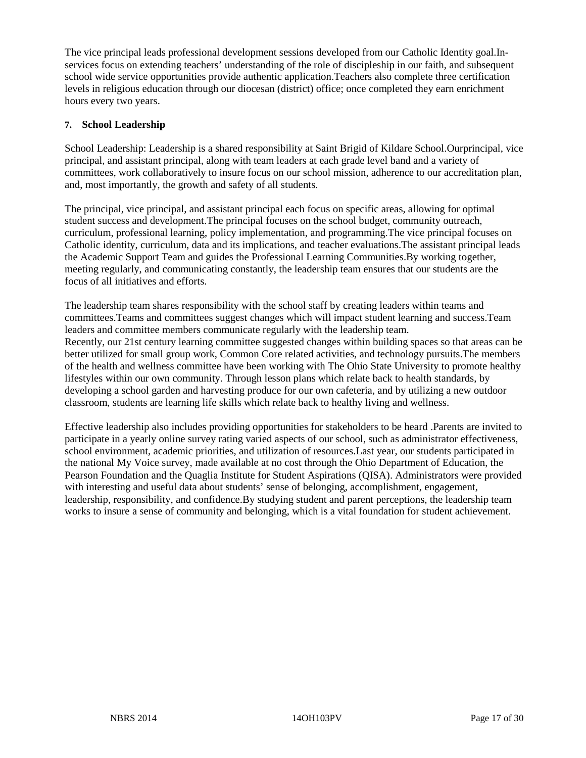The vice principal leads professional development sessions developed from our Catholic Identity goal.In-services focus on extending teachers' understanding of the role of discipleship in our faith, and subsequent school wide service opportunities provide authentic application.Teachers also complete three certification levels in religious education through our diocesan (district) office; once completed they earn enrichment hours every two years.

**7. School Leadership**

School Leadership: Leadership is a shared responsibility at Saint Brigid of Kildare School.Ourprincipal, vice principal, and assistant principal, along with team leaders at each grade level band and a variety of committees, work collaboratively to insure focus on our school mission, adherence to our accreditation plan, and, most importantly, the growth and safety of all students.

The principal, vice principal, and assistant principal each focus on specific areas, allowing for optimal student success and development.The principal focuses on the school budget, community outreach, curriculum, professional learning, policy implementation, and programming.The vice principal focuses on Catholic identity, curriculum, data and its implications, and teacher evaluations.The assistant principal leads the Academic Support Team and guides the Professional Learning Communities.By working together, meeting regularly, and communicating constantly, the leadership team ensures that our students are the focus of all initiatives and efforts.

The leadership team shares responsibility with the school staff by creating leaders within teams and committees.Teams and committees suggest changes which will impact student learning and success.Team leaders and committee members communicate regularly with the leadership team.
Recently, our 21st century learning committee suggested changes within building spaces so that areas can be better utilized for small group work, Common Core related activities, and technology pursuits.The members of the health and wellness committee have been working with The Ohio State University to promote healthy lifestyles within our own community. Through lesson plans which relate back to health standards, by developing a school garden and harvesting produce for our own cafeteria, and by utilizing a new outdoor classroom, students are learning life skills which relate back to healthy living and wellness.

Effective leadership also includes providing opportunities for stakeholders to be heard .Parents are invited to participate in a yearly online survey rating varied aspects of our school, such as administrator effectiveness, school environment, academic priorities, and utilization of resources.Last year, our students participated in the national My Voice survey, made available at no cost through the Ohio Department of Education, the Pearson Foundation and the Quaglia Institute for Student Aspirations (QISA). Administrators were provided with interesting and useful data about students' sense of belonging, accomplishment, engagement, leadership, responsibility, and confidence.By studying student and parent perceptions, the leadership team works to insure a sense of community and belonging, which is a vital foundation for student achievement.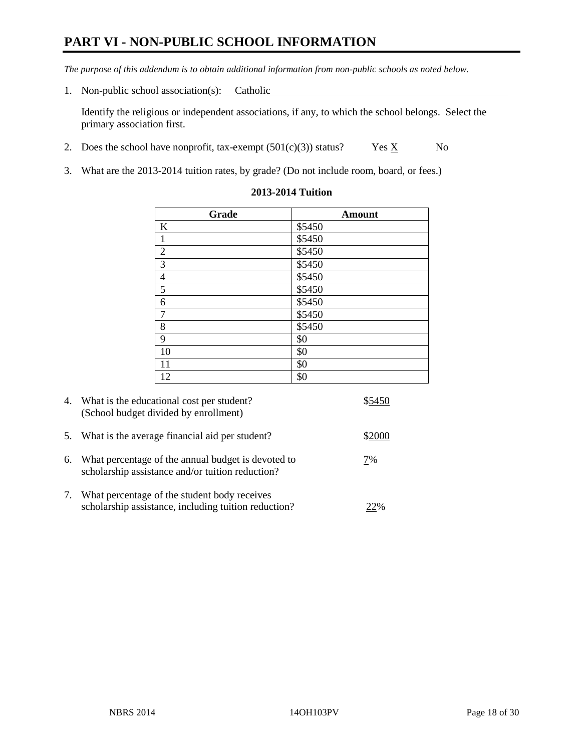# PART VI - NON-PUBLIC SCHOOL INFORMATION

*The purpose of this addendum is to obtain additional information from non-public schools as noted below.*

1. Non-public school association(s): Catholic

   Identify the religious or independent associations, if any, to which the school belongs. Select the primary association first.

2. Does the school have nonprofit, tax-exempt (501(c)(3)) status? Yes X No

3. What are the 2013-2014 tuition rates, by grade? (Do not include room, board, or fees.)

**2013-2014 Tuition**

| Grade | Amount |
|---|---|
| K | $5450 |
| 1 | $5450 |
| 2 | $5450 |
| 3 | $5450 |
| 4 | $5450 |
| 5 | $5450 |
| 6 | $5450 |
| 7 | $5450 |
| 8 | $5450 |
| 9 | $0 |
| 10 | $0 |
| 11 | $0 |
| 12 | $0 |

4. What is the educational cost per student? (School budget divided by enrollment) $5450

5. What is the average financial aid per student? $2000

6. What percentage of the annual budget is devoted to scholarship assistance and/or tuition reduction? 7%

7. What percentage of the student body receives scholarship assistance, including tuition reduction? 22%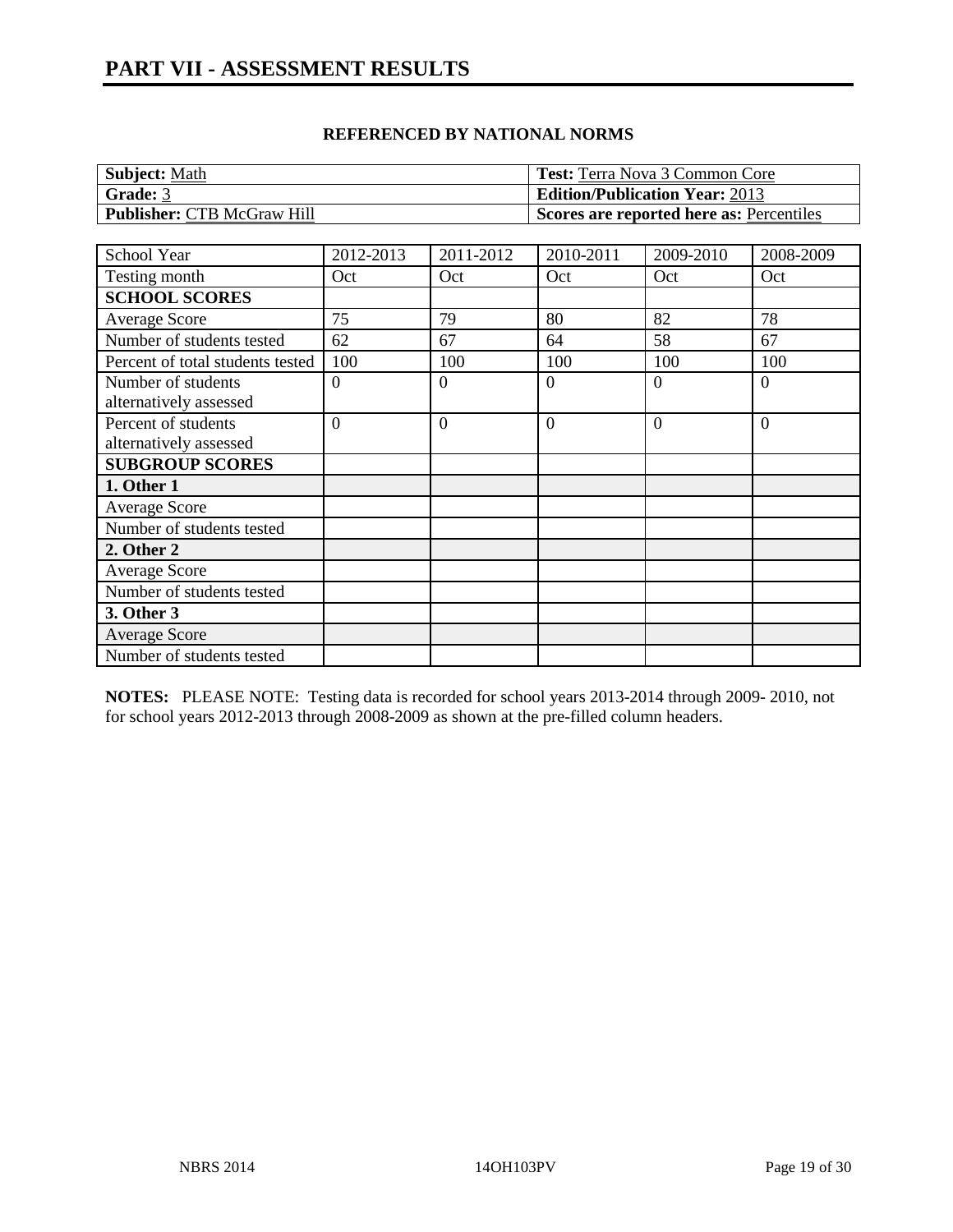# PART VII - ASSESSMENT RESULTS

**REFERENCED BY NATIONAL NORMS**

| **Subject:** Math | **Test:** Terra Nova 3 Common Core |
|---|---|
| **Grade:** 3 | **Edition/Publication Year:** 2013 |
| **Publisher:** CTB McGraw Hill | **Scores are reported here as:** Percentiles |

| School Year | 2012-2013 | 2011-2012 | 2010-2011 | 2009-2010 | 2008-2009 |
|---|---|---|---|---|---|
| Testing month | Oct | Oct | Oct | Oct | Oct |
| **SCHOOL SCORES** | | | | | |
| Average Score | 75 | 79 | 80 | 82 | 78 |
| Number of students tested | 62 | 67 | 64 | 58 | 67 |
| Percent of total students tested | 100 | 100 | 100 | 100 | 100 |
| Number of students alternatively assessed | 0 | 0 | 0 | 0 | 0 |
| Percent of students alternatively assessed | 0 | 0 | 0 | 0 | 0 |
| **SUBGROUP SCORES** | | | | | |
| **1. Other 1** | | | | | |
| Average Score | | | | | |
| Number of students tested | | | | | |
| **2. Other 2** | | | | | |
| Average Score | | | | | |
| Number of students tested | | | | | |
| **3. Other 3** | | | | | |
| Average Score | | | | | |
| Number of students tested | | | | | |

**NOTES:** PLEASE NOTE: Testing data is recorded for school years 2013-2014 through 2009- 2010, not for school years 2012-2013 through 2008-2009 as shown at the pre-filled column headers.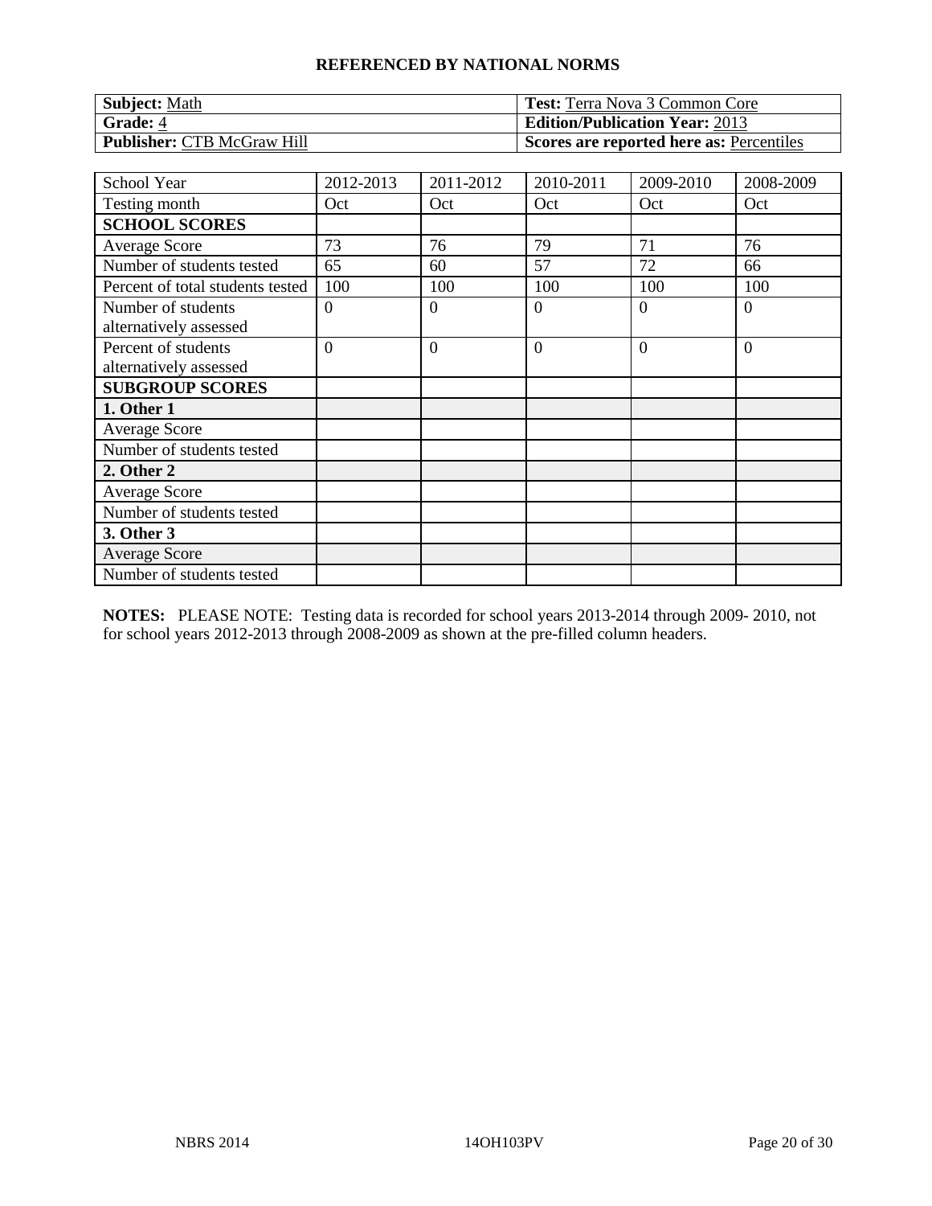**REFERENCED BY NATIONAL NORMS**

| **Subject:** Math | **Test:** Terra Nova 3 Common Core |
|---|---|
| **Grade:** 4 | **Edition/Publication Year:** 2013 |
| **Publisher:** CTB McGraw Hill | **Scores are reported here as:** Percentiles |

| School Year | 2012-2013 | 2011-2012 | 2010-2011 | 2009-2010 | 2008-2009 |
|---|---|---|---|---|---|
| Testing month | Oct | Oct | Oct | Oct | Oct |
| **SCHOOL SCORES** | | | | | |
| Average Score | 73 | 76 | 79 | 71 | 76 |
| Number of students tested | 65 | 60 | 57 | 72 | 66 |
| Percent of total students tested | 100 | 100 | 100 | 100 | 100 |
| Number of students alternatively assessed | 0 | 0 | 0 | 0 | 0 |
| Percent of students alternatively assessed | 0 | 0 | 0 | 0 | 0 |
| **SUBGROUP SCORES** | | | | | |
| **1. Other 1** | | | | | |
| Average Score | | | | | |
| Number of students tested | | | | | |
| **2. Other 2** | | | | | |
| Average Score | | | | | |
| Number of students tested | | | | | |
| **3. Other 3** | | | | | |
| Average Score | | | | | |
| Number of students tested | | | | | |

**NOTES:** PLEASE NOTE: Testing data is recorded for school years 2013-2014 through 2009- 2010, not for school years 2012-2013 through 2008-2009 as shown at the pre-filled column headers.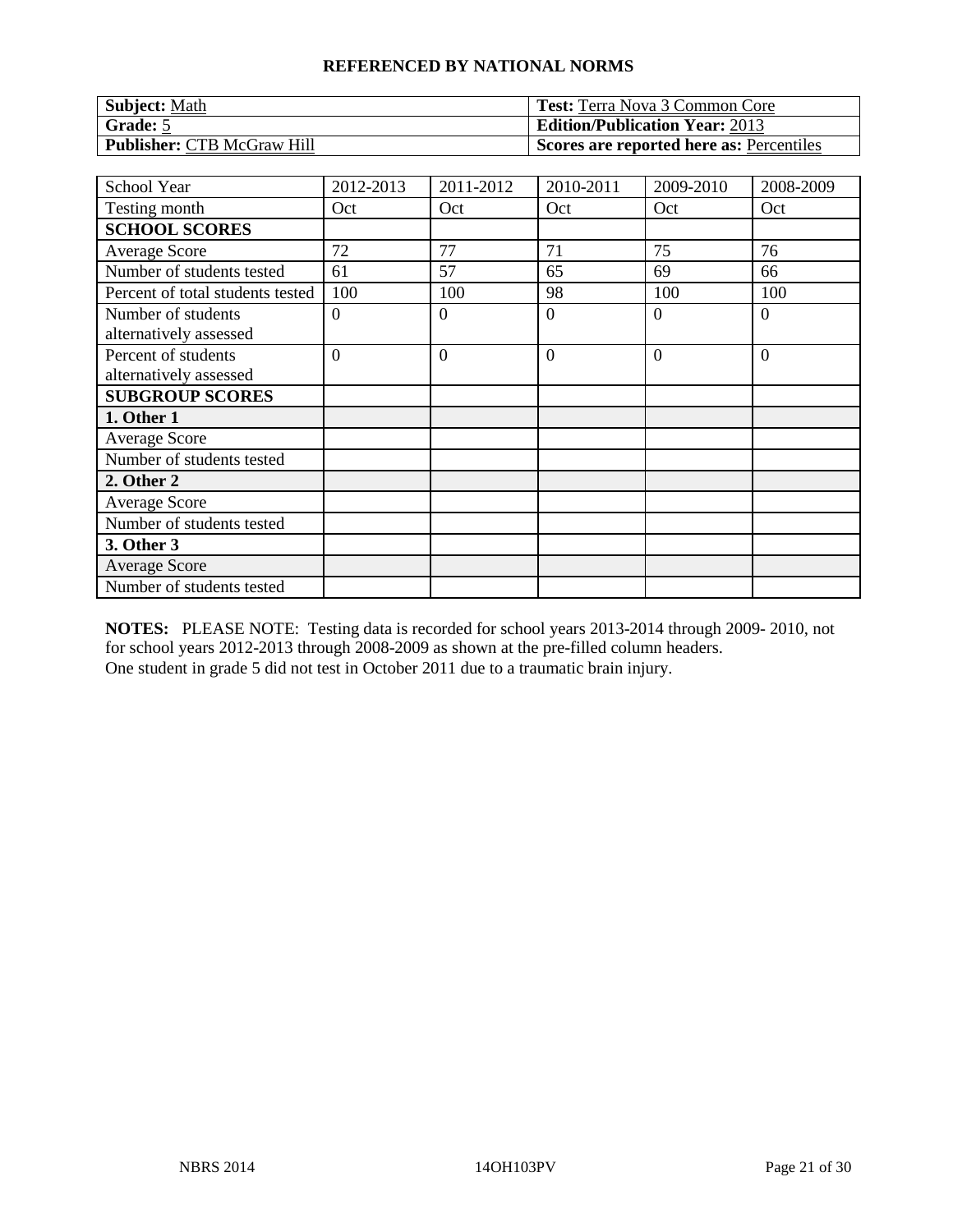**REFERENCED BY NATIONAL NORMS**

| **Subject:** Math | **Test:** Terra Nova 3 Common Core |
|---|---|
| **Grade:** 5 | **Edition/Publication Year:** 2013 |
| **Publisher:** CTB McGraw Hill | **Scores are reported here as:** Percentiles |

| School Year | 2012-2013 | 2011-2012 | 2010-2011 | 2009-2010 | 2008-2009 |
|---|---|---|---|---|---|
| Testing month | Oct | Oct | Oct | Oct | Oct |
| **SCHOOL SCORES** | | | | | |
| Average Score | 72 | 77 | 71 | 75 | 76 |
| Number of students tested | 61 | 57 | 65 | 69 | 66 |
| Percent of total students tested | 100 | 100 | 98 | 100 | 100 |
| Number of students alternatively assessed | 0 | 0 | 0 | 0 | 0 |
| Percent of students alternatively assessed | 0 | 0 | 0 | 0 | 0 |
| **SUBGROUP SCORES** | | | | | |
| **1. Other 1** | | | | | |
| Average Score | | | | | |
| Number of students tested | | | | | |
| **2. Other 2** | | | | | |
| Average Score | | | | | |
| Number of students tested | | | | | |
| **3. Other 3** | | | | | |
| Average Score | | | | | |
| Number of students tested | | | | | |

**NOTES:** PLEASE NOTE: Testing data is recorded for school years 2013-2014 through 2009- 2010, not for school years 2012-2013 through 2008-2009 as shown at the pre-filled column headers.
One student in grade 5 did not test in October 2011 due to a traumatic brain injury.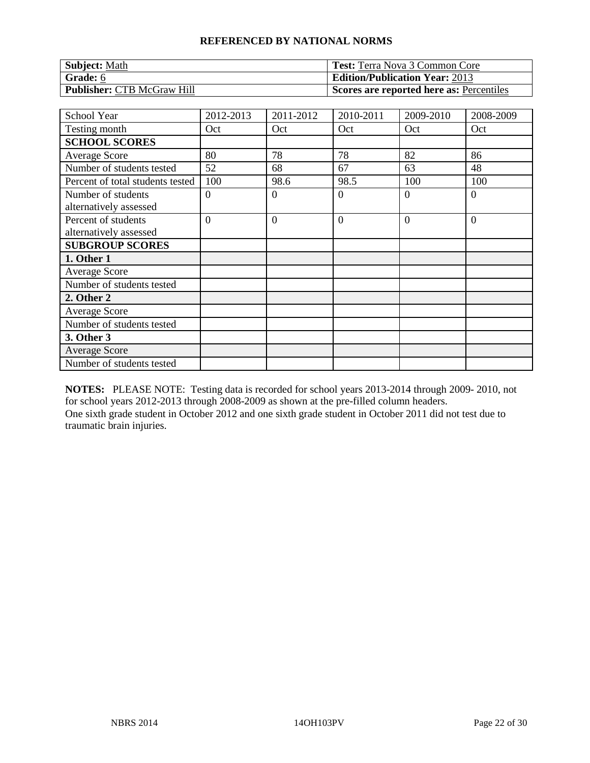**REFERENCED BY NATIONAL NORMS**

| **Subject:** Math | **Test:** Terra Nova 3 Common Core |
|---|---|
| **Grade:** 6 | **Edition/Publication Year:** 2013 |
| **Publisher:** CTB McGraw Hill | **Scores are reported here as:** Percentiles |

| School Year | 2012-2013 | 2011-2012 | 2010-2011 | 2009-2010 | 2008-2009 |
|---|---|---|---|---|---|
| Testing month | Oct | Oct | Oct | Oct | Oct |
| **SCHOOL SCORES** | | | | | |
| Average Score | 80 | 78 | 78 | 82 | 86 |
| Number of students tested | 52 | 68 | 67 | 63 | 48 |
| Percent of total students tested | 100 | 98.6 | 98.5 | 100 | 100 |
| Number of students alternatively assessed | 0 | 0 | 0 | 0 | 0 |
| Percent of students alternatively assessed | 0 | 0 | 0 | 0 | 0 |
| **SUBGROUP SCORES** | | | | | |
| **1. Other 1** | | | | | |
| Average Score | | | | | |
| Number of students tested | | | | | |
| **2. Other 2** | | | | | |
| Average Score | | | | | |
| Number of students tested | | | | | |
| **3. Other 3** | | | | | |
| Average Score | | | | | |
| Number of students tested | | | | | |

**NOTES:** PLEASE NOTE: Testing data is recorded for school years 2013-2014 through 2009- 2010, not for school years 2012-2013 through 2008-2009 as shown at the pre-filled column headers.
One sixth grade student in October 2012 and one sixth grade student in October 2011 did not test due to traumatic brain injuries.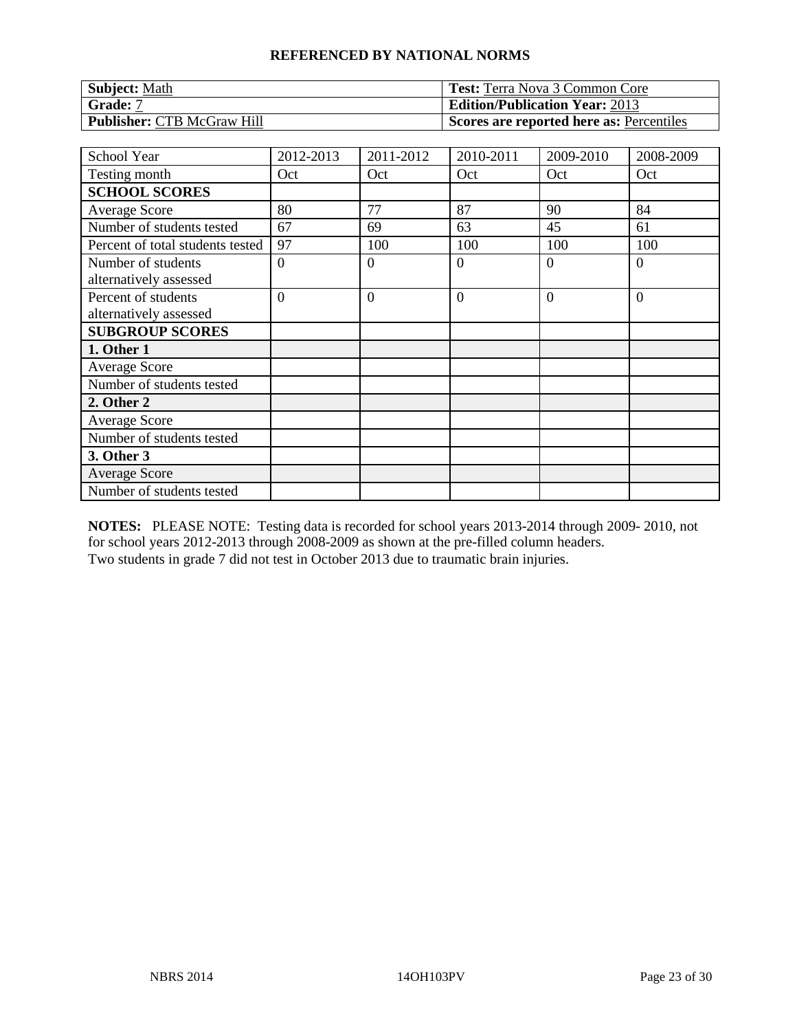**REFERENCED BY NATIONAL NORMS**

| **Subject:** Math | **Test:** Terra Nova 3 Common Core |
|---|---|
| **Grade:** 7 | **Edition/Publication Year:** 2013 |
| **Publisher:** CTB McGraw Hill | **Scores are reported here as:** Percentiles |

| School Year | 2012-2013 | 2011-2012 | 2010-2011 | 2009-2010 | 2008-2009 |
|---|---|---|---|---|---|
| Testing month | Oct | Oct | Oct | Oct | Oct |
| **SCHOOL SCORES** | | | | | |
| Average Score | 80 | 77 | 87 | 90 | 84 |
| Number of students tested | 67 | 69 | 63 | 45 | 61 |
| Percent of total students tested | 97 | 100 | 100 | 100 | 100 |
| Number of students alternatively assessed | 0 | 0 | 0 | 0 | 0 |
| Percent of students alternatively assessed | 0 | 0 | 0 | 0 | 0 |
| **SUBGROUP SCORES** | | | | | |
| **1. Other 1** | | | | | |
| Average Score | | | | | |
| Number of students tested | | | | | |
| **2. Other 2** | | | | | |
| Average Score | | | | | |
| Number of students tested | | | | | |
| **3. Other 3** | | | | | |
| Average Score | | | | | |
| Number of students tested | | | | | |

**NOTES:** PLEASE NOTE: Testing data is recorded for school years 2013-2014 through 2009- 2010, not for school years 2012-2013 through 2008-2009 as shown at the pre-filled column headers.
Two students in grade 7 did not test in October 2013 due to traumatic brain injuries.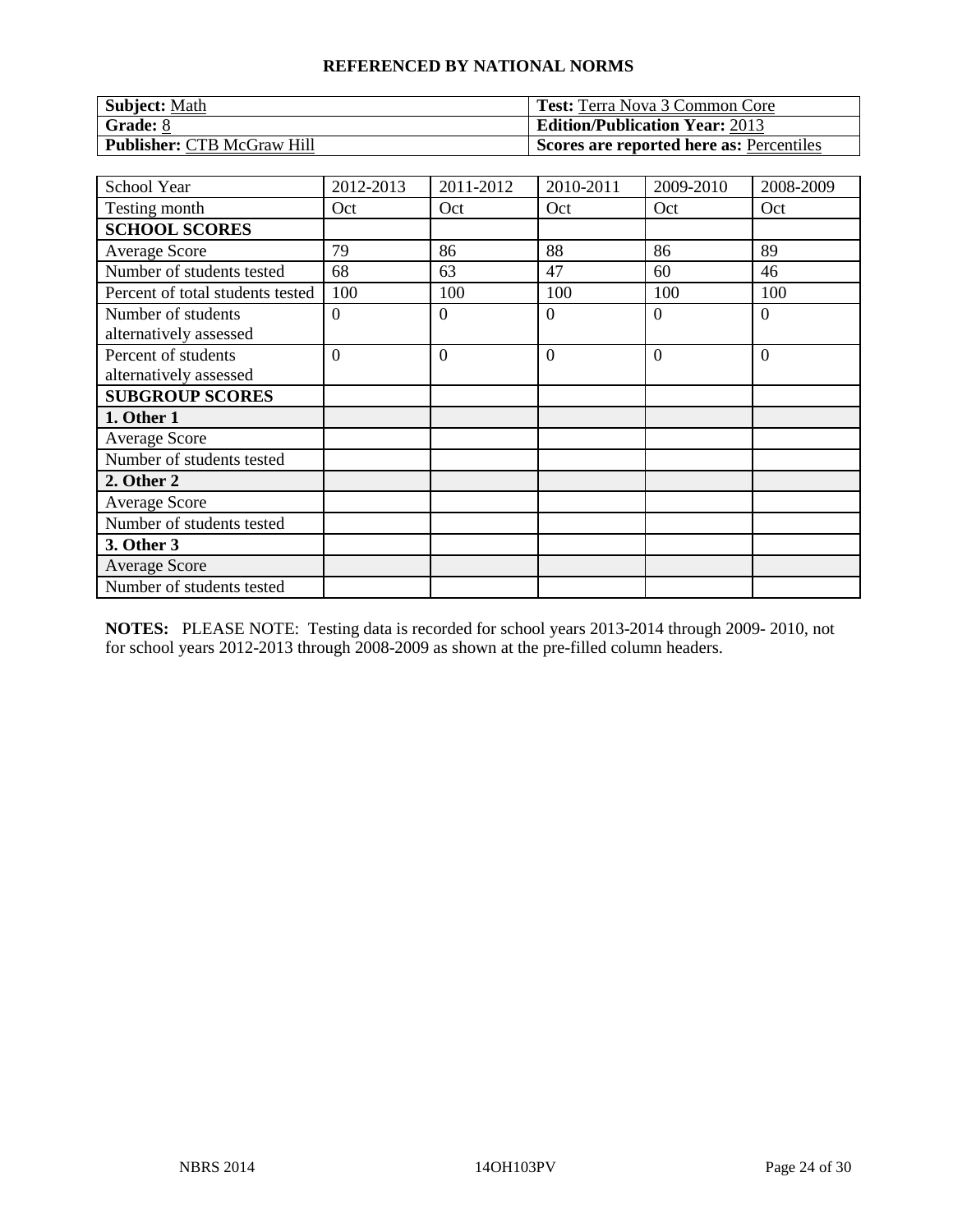**REFERENCED BY NATIONAL NORMS**

| **Subject:** Math | **Test:** Terra Nova 3 Common Core |
|---|---|
| **Grade:** 8 | **Edition/Publication Year:** 2013 |
| **Publisher:** CTB McGraw Hill | **Scores are reported here as:** Percentiles |

| School Year | 2012-2013 | 2011-2012 | 2010-2011 | 2009-2010 | 2008-2009 |
|---|---|---|---|---|---|
| Testing month | Oct | Oct | Oct | Oct | Oct |
| **SCHOOL SCORES** | | | | | |
| Average Score | 79 | 86 | 88 | 86 | 89 |
| Number of students tested | 68 | 63 | 47 | 60 | 46 |
| Percent of total students tested | 100 | 100 | 100 | 100 | 100 |
| Number of students alternatively assessed | 0 | 0 | 0 | 0 | 0 |
| Percent of students alternatively assessed | 0 | 0 | 0 | 0 | 0 |
| **SUBGROUP SCORES** | | | | | |
| **1. Other 1** | | | | | |
| Average Score | | | | | |
| Number of students tested | | | | | |
| **2. Other 2** | | | | | |
| Average Score | | | | | |
| Number of students tested | | | | | |
| **3. Other 3** | | | | | |
| Average Score | | | | | |
| Number of students tested | | | | | |

**NOTES:** PLEASE NOTE: Testing data is recorded for school years 2013-2014 through 2009- 2010, not for school years 2012-2013 through 2008-2009 as shown at the pre-filled column headers.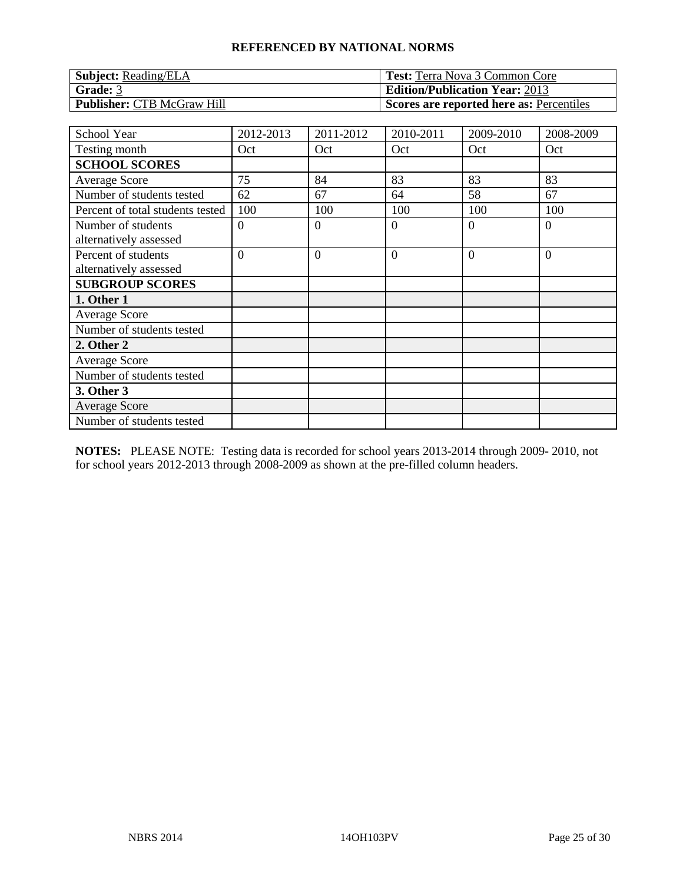**REFERENCED BY NATIONAL NORMS**

| **Subject:** Reading/ELA | **Test:** Terra Nova 3 Common Core |
|---|---|
| **Grade:** 3 | **Edition/Publication Year:** 2013 |
| **Publisher:** CTB McGraw Hill | **Scores are reported here as:** Percentiles |

| School Year | 2012-2013 | 2011-2012 | 2010-2011 | 2009-2010 | 2008-2009 |
|---|---|---|---|---|---|
| Testing month | Oct | Oct | Oct | Oct | Oct |
| **SCHOOL SCORES** | | | | | |
| Average Score | 75 | 84 | 83 | 83 | 83 |
| Number of students tested | 62 | 67 | 64 | 58 | 67 |
| Percent of total students tested | 100 | 100 | 100 | 100 | 100 |
| Number of students alternatively assessed | 0 | 0 | 0 | 0 | 0 |
| Percent of students alternatively assessed | 0 | 0 | 0 | 0 | 0 |
| **SUBGROUP SCORES** | | | | | |
| **1. Other 1** | | | | | |
| Average Score | | | | | |
| Number of students tested | | | | | |
| **2. Other 2** | | | | | |
| Average Score | | | | | |
| Number of students tested | | | | | |
| **3. Other 3** | | | | | |
| Average Score | | | | | |
| Number of students tested | | | | | |

**NOTES:** PLEASE NOTE: Testing data is recorded for school years 2013-2014 through 2009- 2010, not for school years 2012-2013 through 2008-2009 as shown at the pre-filled column headers.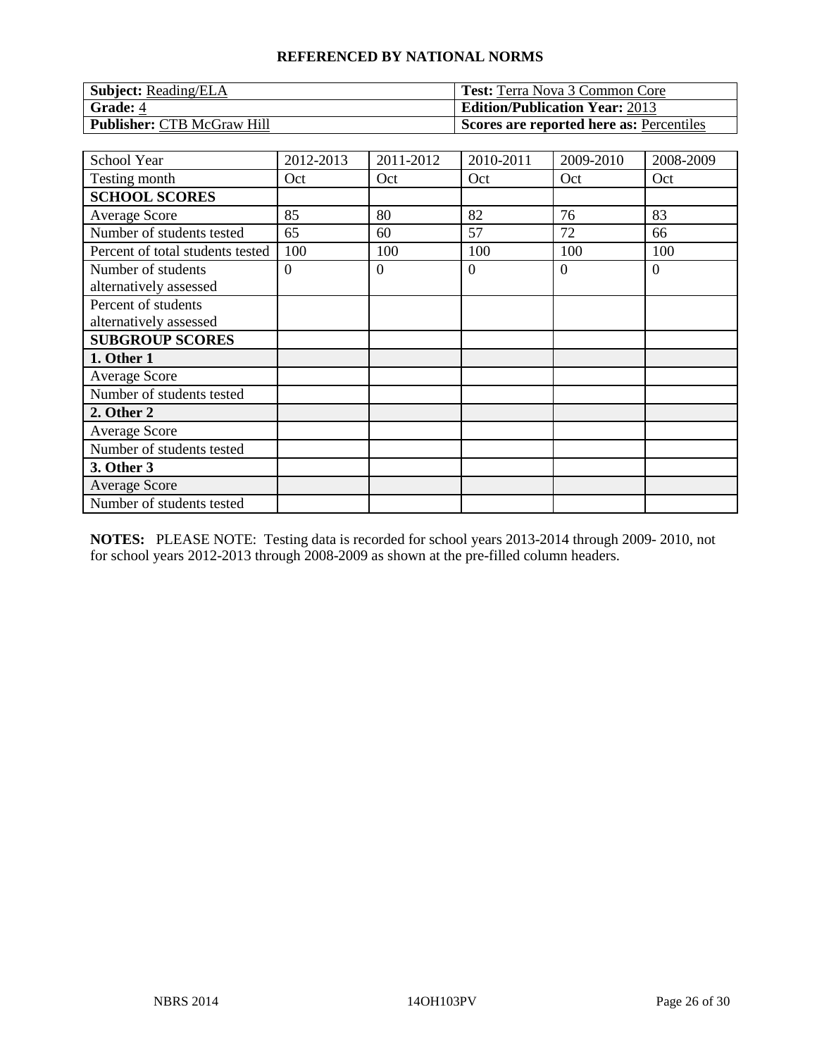## REFERENCED BY NATIONAL NORMS

| **Subject:** Reading/ELA | **Test:** Terra Nova 3 Common Core |
|---|---|
| **Grade:** 4 | **Edition/Publication Year:** 2013 |
| **Publisher:** CTB McGraw Hill | **Scores are reported here as:** Percentiles |

| School Year | 2012-2013 | 2011-2012 | 2010-2011 | 2009-2010 | 2008-2009 |
|---|---|---|---|---|---|
| Testing month | Oct | Oct | Oct | Oct | Oct |
| **SCHOOL SCORES** | | | | | |
| Average Score | 85 | 80 | 82 | 76 | 83 |
| Number of students tested | 65 | 60 | 57 | 72 | 66 |
| Percent of total students tested | 100 | 100 | 100 | 100 | 100 |
| Number of students alternatively assessed | 0 | 0 | 0 | 0 | 0 |
| Percent of students alternatively assessed | | | | | |
| **SUBGROUP SCORES** | | | | | |
| **1. Other 1** | | | | | |
| Average Score | | | | | |
| Number of students tested | | | | | |
| **2. Other 2** | | | | | |
| Average Score | | | | | |
| Number of students tested | | | | | |
| **3. Other 3** | | | | | |
| Average Score | | | | | |
| Number of students tested | | | | | |

**NOTES:** PLEASE NOTE: Testing data is recorded for school years 2013-2014 through 2009- 2010, not for school years 2012-2013 through 2008-2009 as shown at the pre-filled column headers.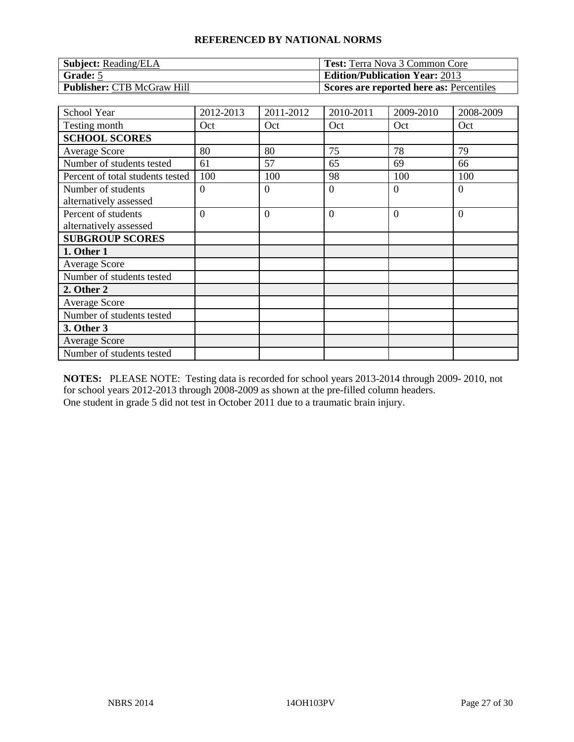**REFERENCED BY NATIONAL NORMS**

| **Subject:** Reading/ELA | **Test:** Terra Nova 3 Common Core |
|---|---|
| **Grade:** 5 | **Edition/Publication Year:** 2013 |
| **Publisher:** CTB McGraw Hill | **Scores are reported here as:** Percentiles |

| School Year | 2012-2013 | 2011-2012 | 2010-2011 | 2009-2010 | 2008-2009 |
|---|---|---|---|---|---|
| Testing month | Oct | Oct | Oct | Oct | Oct |
| **SCHOOL SCORES** | | | | | |
| Average Score | 80 | 80 | 75 | 78 | 79 |
| Number of students tested | 61 | 57 | 65 | 69 | 66 |
| Percent of total students tested | 100 | 100 | 98 | 100 | 100 |
| Number of students alternatively assessed | 0 | 0 | 0 | 0 | 0 |
| Percent of students alternatively assessed | 0 | 0 | 0 | 0 | 0 |
| **SUBGROUP SCORES** | | | | | |
| **1. Other 1** | | | | | |
| Average Score | | | | | |
| Number of students tested | | | | | |
| **2. Other 2** | | | | | |
| Average Score | | | | | |
| Number of students tested | | | | | |
| **3. Other 3** | | | | | |
| Average Score | | | | | |
| Number of students tested | | | | | |

**NOTES:** PLEASE NOTE: Testing data is recorded for school years 2013-2014 through 2009- 2010, not for school years 2012-2013 through 2008-2009 as shown at the pre-filled column headers.
One student in grade 5 did not test in October 2011 due to a traumatic brain injury.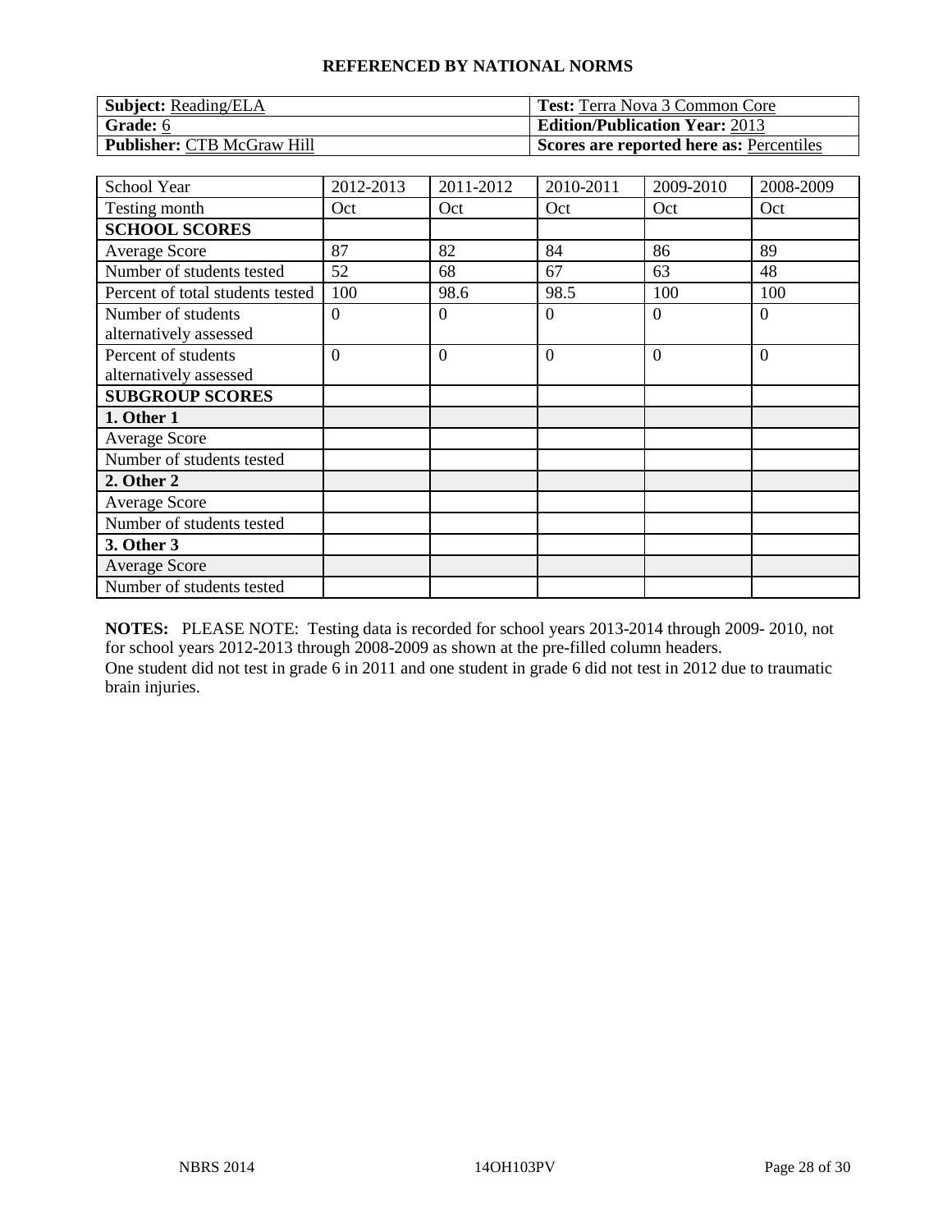## REFERENCED BY NATIONAL NORMS

| **Subject:** Reading/ELA | **Test:** Terra Nova 3 Common Core |
|---|---|
| **Grade:** 6 | **Edition/Publication Year:** 2013 |
| **Publisher:** CTB McGraw Hill | **Scores are reported here as:** Percentiles |

| School Year | 2012-2013 | 2011-2012 | 2010-2011 | 2009-2010 | 2008-2009 |
|---|---|---|---|---|---|
| Testing month | Oct | Oct | Oct | Oct | Oct |
| **SCHOOL SCORES** | | | | | |
| Average Score | 87 | 82 | 84 | 86 | 89 |
| Number of students tested | 52 | 68 | 67 | 63 | 48 |
| Percent of total students tested | 100 | 98.6 | 98.5 | 100 | 100 |
| Number of students alternatively assessed | 0 | 0 | 0 | 0 | 0 |
| Percent of students alternatively assessed | 0 | 0 | 0 | 0 | 0 |
| **SUBGROUP SCORES** | | | | | |
| **1. Other 1** | | | | | |
| Average Score | | | | | |
| Number of students tested | | | | | |
| **2. Other 2** | | | | | |
| Average Score | | | | | |
| Number of students tested | | | | | |
| **3. Other 3** | | | | | |
| Average Score | | | | | |
| Number of students tested | | | | | |

**NOTES:** PLEASE NOTE: Testing data is recorded for school years 2013-2014 through 2009- 2010, not for school years 2012-2013 through 2008-2009 as shown at the pre-filled column headers.
One student did not test in grade 6 in 2011 and one student in grade 6 did not test in 2012 due to traumatic brain injuries.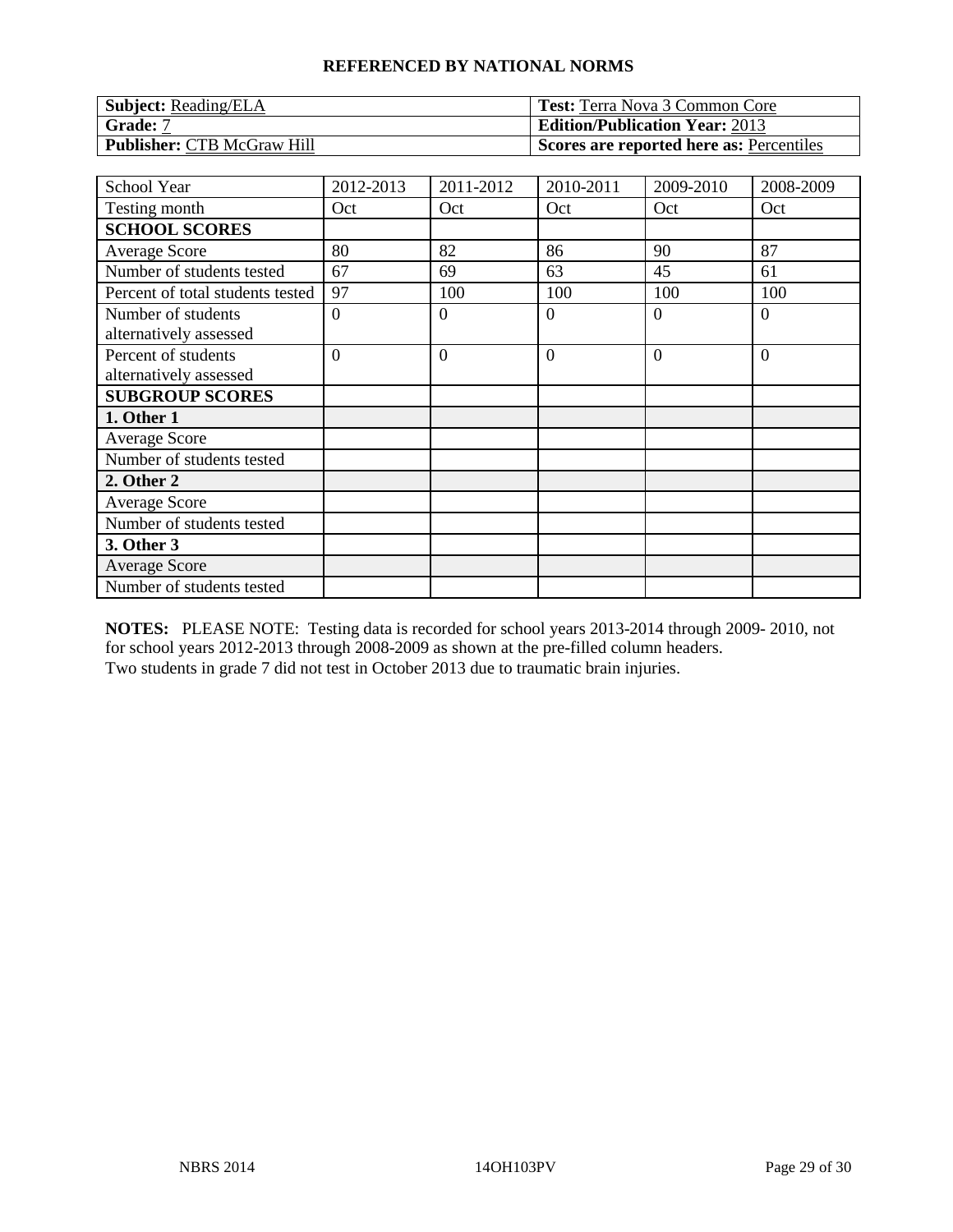**REFERENCED BY NATIONAL NORMS**

| **Subject:** Reading/ELA | **Test:** Terra Nova 3 Common Core |
|---|---|
| **Grade:** 7 | **Edition/Publication Year:** 2013 |
| **Publisher:** CTB McGraw Hill | **Scores are reported here as:** Percentiles |

| School Year | 2012-2013 | 2011-2012 | 2010-2011 | 2009-2010 | 2008-2009 |
|---|---|---|---|---|---|
| Testing month | Oct | Oct | Oct | Oct | Oct |
| **SCHOOL SCORES** | | | | | |
| Average Score | 80 | 82 | 86 | 90 | 87 |
| Number of students tested | 67 | 69 | 63 | 45 | 61 |
| Percent of total students tested | 97 | 100 | 100 | 100 | 100 |
| Number of students alternatively assessed | 0 | 0 | 0 | 0 | 0 |
| Percent of students alternatively assessed | 0 | 0 | 0 | 0 | 0 |
| **SUBGROUP SCORES** | | | | | |
| **1. Other 1** | | | | | |
| Average Score | | | | | |
| Number of students tested | | | | | |
| **2. Other 2** | | | | | |
| Average Score | | | | | |
| Number of students tested | | | | | |
| **3. Other 3** | | | | | |
| Average Score | | | | | |
| Number of students tested | | | | | |

**NOTES:** PLEASE NOTE: Testing data is recorded for school years 2013-2014 through 2009- 2010, not for school years 2012-2013 through 2008-2009 as shown at the pre-filled column headers.
Two students in grade 7 did not test in October 2013 due to traumatic brain injuries.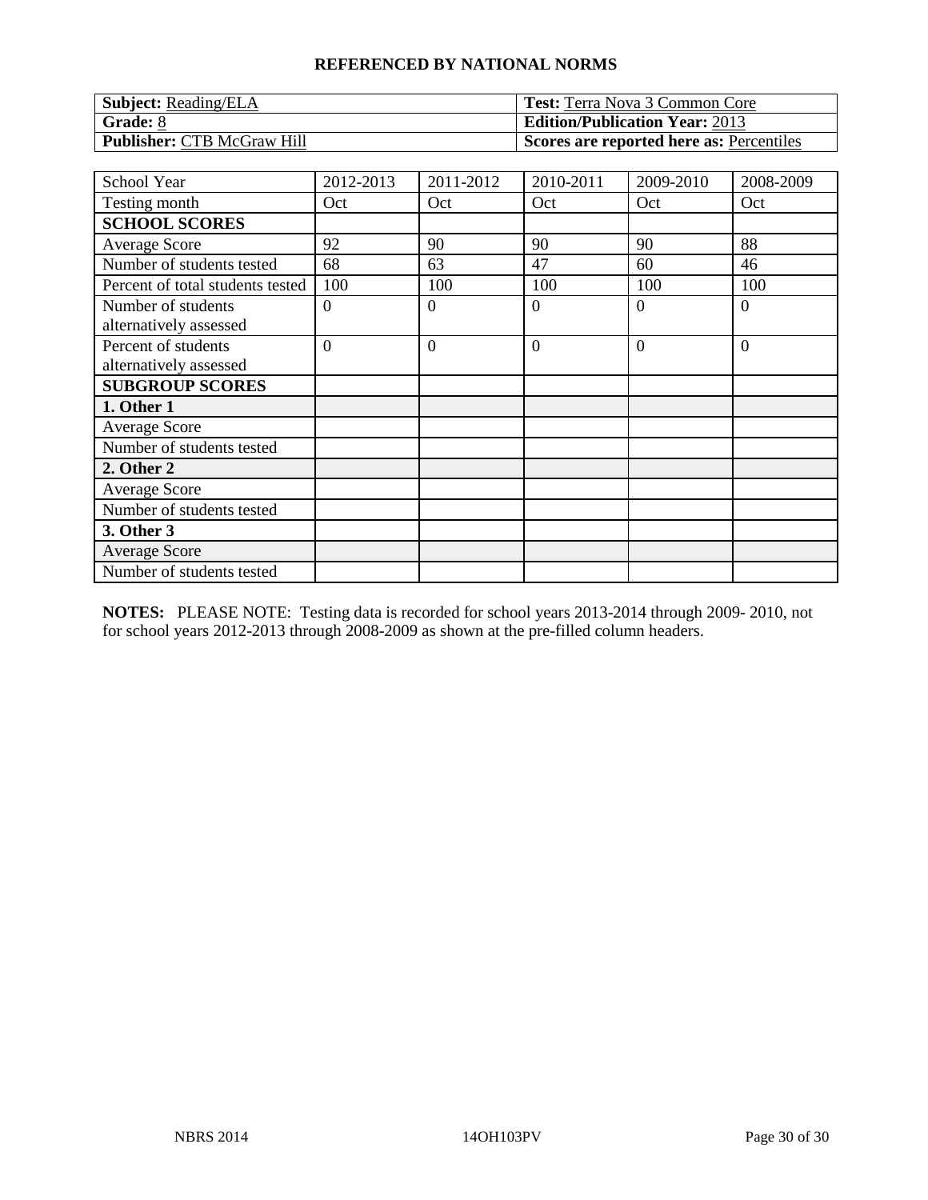**REFERENCED BY NATIONAL NORMS**

| | |
|---|---|
| **Subject:** Reading/ELA | **Test:** Terra Nova 3 Common Core |
| **Grade:** 8 | **Edition/Publication Year:** 2013 |
| **Publisher:** CTB McGraw Hill | **Scores are reported here as:** Percentiles |

| School Year | 2012-2013 | 2011-2012 | 2010-2011 | 2009-2010 | 2008-2009 |
|---|---|---|---|---|---|
| Testing month | Oct | Oct | Oct | Oct | Oct |
| **SCHOOL SCORES** | | | | | |
| Average Score | 92 | 90 | 90 | 90 | 88 |
| Number of students tested | 68 | 63 | 47 | 60 | 46 |
| Percent of total students tested | 100 | 100 | 100 | 100 | 100 |
| Number of students alternatively assessed | 0 | 0 | 0 | 0 | 0 |
| Percent of students alternatively assessed | 0 | 0 | 0 | 0 | 0 |
| **SUBGROUP SCORES** | | | | | |
| **1. Other 1** | | | | | |
| Average Score | | | | | |
| Number of students tested | | | | | |
| **2. Other 2** | | | | | |
| Average Score | | | | | |
| Number of students tested | | | | | |
| **3. Other 3** | | | | | |
| Average Score | | | | | |
| Number of students tested | | | | | |

**NOTES:** PLEASE NOTE: Testing data is recorded for school years 2013-2014 through 2009- 2010, not for school years 2012-2013 through 2008-2009 as shown at the pre-filled column headers.